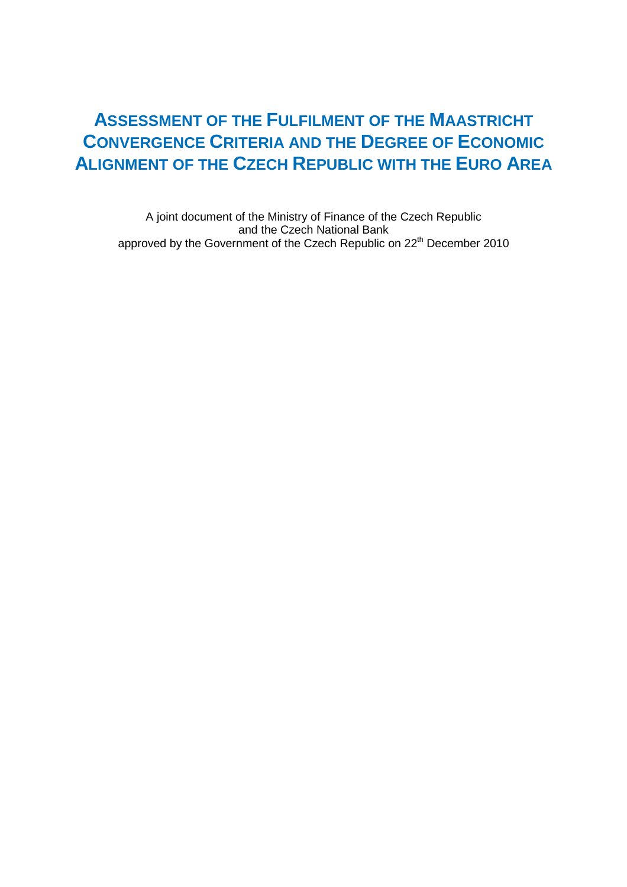# Assessment of the Fulfilment of the Maastricht Convergence Criteria and the Degree of Economic Alignment of the Czech Republic with the Euro Area

A joint document of the Ministry of Finance of the Czech Republic
and the Czech National Bank
approved by the Government of the Czech Republic on 22th December 2010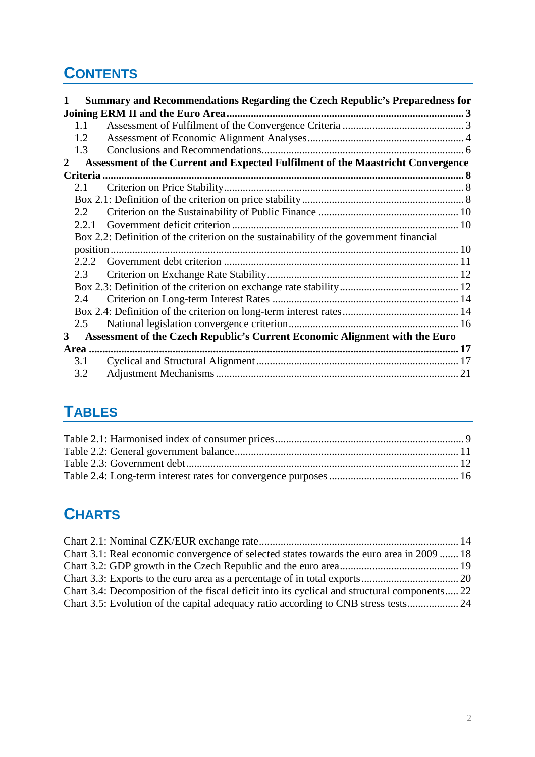# CONTENTS

**1 Summary and Recommendations Regarding the Czech Republic's Preparedness for Joining ERM II and the Euro Area ... 3**

- 1.1 Assessment of Fulfilment of the Convergence Criteria ... 3
- 1.2 Assessment of Economic Alignment Analyses ... 4
- 1.3 Conclusions and Recommendations ... 6

**2 Assessment of the Current and Expected Fulfilment of the Maastricht Convergence Criteria ... 8**

- 2.1 Criterion on Price Stability ... 8
- Box 2.1: Definition of the criterion on price stability ... 8
- 2.2 Criterion on the Sustainability of Public Finance ... 10
- 2.2.1 Government deficit criterion ... 10
- Box 2.2: Definition of the criterion on the sustainability of the government financial position ... 10
- 2.2.2 Government debt criterion ... 11
- 2.3 Criterion on Exchange Rate Stability ... 12
- Box 2.3: Definition of the criterion on exchange rate stability ... 12
- 2.4 Criterion on Long-term Interest Rates ... 14
- Box 2.4: Definition of the criterion on long-term interest rates ... 14
- 2.5 National legislation convergence criterion ... 16

**3 Assessment of the Czech Republic's Current Economic Alignment with the Euro Area ... 17**

- 3.1 Cyclical and Structural Alignment ... 17
- 3.2 Adjustment Mechanisms ... 21

# TABLES

- Table 2.1: Harmonised index of consumer prices ... 9
- Table 2.2: General government balance ... 11
- Table 2.3: Government debt ... 12
- Table 2.4: Long-term interest rates for convergence purposes ... 16

# CHARTS

- Chart 2.1: Nominal CZK/EUR exchange rate ... 14
- Chart 3.1: Real economic convergence of selected states towards the euro area in 2009 ... 18
- Chart 3.2: GDP growth in the Czech Republic and the euro area ... 19
- Chart 3.3: Exports to the euro area as a percentage of in total exports ... 20
- Chart 3.4: Decomposition of the fiscal deficit into its cyclical and structural components ... 22
- Chart 3.5: Evolution of the capital adequacy ratio according to CNB stress tests ... 24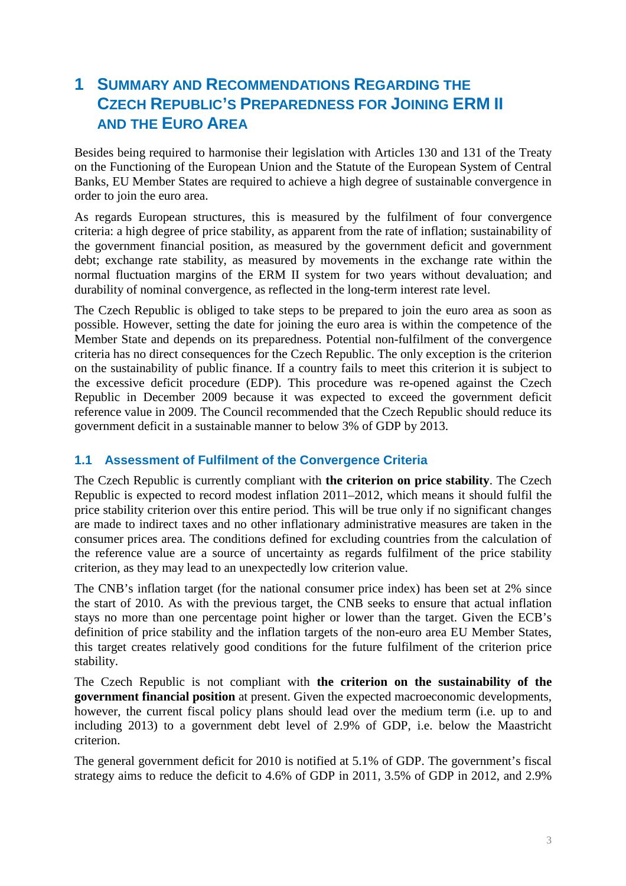# 1 SUMMARY AND RECOMMENDATIONS REGARDING THE CZECH REPUBLIC'S PREPAREDNESS FOR JOINING ERM II AND THE EURO AREA

Besides being required to harmonise their legislation with Articles 130 and 131 of the Treaty on the Functioning of the European Union and the Statute of the European System of Central Banks, EU Member States are required to achieve a high degree of sustainable convergence in order to join the euro area.

As regards European structures, this is measured by the fulfilment of four convergence criteria: a high degree of price stability, as apparent from the rate of inflation; sustainability of the government financial position, as measured by the government deficit and government debt; exchange rate stability, as measured by movements in the exchange rate within the normal fluctuation margins of the ERM II system for two years without devaluation; and durability of nominal convergence, as reflected in the long-term interest rate level.

The Czech Republic is obliged to take steps to be prepared to join the euro area as soon as possible. However, setting the date for joining the euro area is within the competence of the Member State and depends on its preparedness. Potential non-fulfilment of the convergence criteria has no direct consequences for the Czech Republic. The only exception is the criterion on the sustainability of public finance. If a country fails to meet this criterion it is subject to the excessive deficit procedure (EDP). This procedure was re-opened against the Czech Republic in December 2009 because it was expected to exceed the government deficit reference value in 2009. The Council recommended that the Czech Republic should reduce its government deficit in a sustainable manner to below 3% of GDP by 2013.

## 1.1 Assessment of Fulfilment of the Convergence Criteria

The Czech Republic is currently compliant with **the criterion on price stability**. The Czech Republic is expected to record modest inflation 2011–2012, which means it should fulfil the price stability criterion over this entire period. This will be true only if no significant changes are made to indirect taxes and no other inflationary administrative measures are taken in the consumer prices area. The conditions defined for excluding countries from the calculation of the reference value are a source of uncertainty as regards fulfilment of the price stability criterion, as they may lead to an unexpectedly low criterion value.

The CNB's inflation target (for the national consumer price index) has been set at 2% since the start of 2010. As with the previous target, the CNB seeks to ensure that actual inflation stays no more than one percentage point higher or lower than the target. Given the ECB's definition of price stability and the inflation targets of the non-euro area EU Member States, this target creates relatively good conditions for the future fulfilment of the criterion price stability.

The Czech Republic is not compliant with **the criterion on the sustainability of the government financial position** at present. Given the expected macroeconomic developments, however, the current fiscal policy plans should lead over the medium term (i.e. up to and including 2013) to a government debt level of 2.9% of GDP, i.e. below the Maastricht criterion.

The general government deficit for 2010 is notified at 5.1% of GDP. The government's fiscal strategy aims to reduce the deficit to 4.6% of GDP in 2011, 3.5% of GDP in 2012, and 2.9%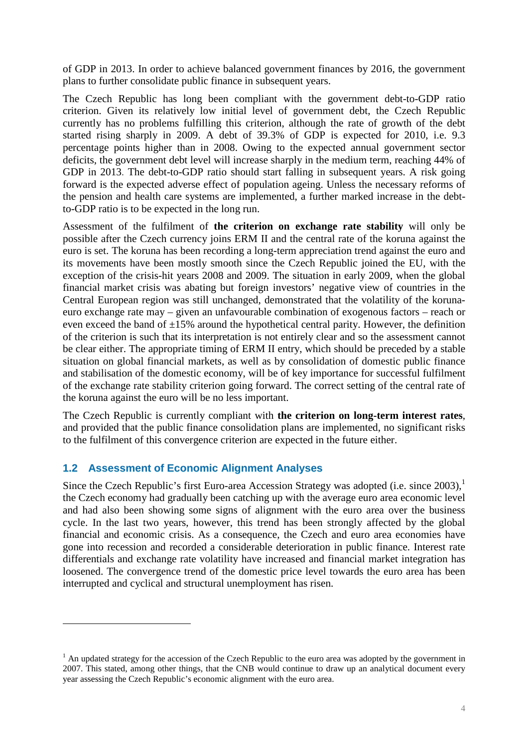of GDP in 2013. In order to achieve balanced government finances by 2016, the government plans to further consolidate public finance in subsequent years.

The Czech Republic has long been compliant with the government debt-to-GDP ratio criterion. Given its relatively low initial level of government debt, the Czech Republic currently has no problems fulfilling this criterion, although the rate of growth of the debt started rising sharply in 2009. A debt of 39.3% of GDP is expected for 2010, i.e. 9.3 percentage points higher than in 2008. Owing to the expected annual government sector deficits, the government debt level will increase sharply in the medium term, reaching 44% of GDP in 2013. The debt-to-GDP ratio should start falling in subsequent years. A risk going forward is the expected adverse effect of population ageing. Unless the necessary reforms of the pension and health care systems are implemented, a further marked increase in the debt-to-GDP ratio is to be expected in the long run.

Assessment of the fulfilment of **the criterion on exchange rate stability** will only be possible after the Czech currency joins ERM II and the central rate of the koruna against the euro is set. The koruna has been recording a long-term appreciation trend against the euro and its movements have been mostly smooth since the Czech Republic joined the EU, with the exception of the crisis-hit years 2008 and 2009. The situation in early 2009, when the global financial market crisis was abating but foreign investors' negative view of countries in the Central European region was still unchanged, demonstrated that the volatility of the koruna-euro exchange rate may – given an unfavourable combination of exogenous factors – reach or even exceed the band of ±15% around the hypothetical central parity. However, the definition of the criterion is such that its interpretation is not entirely clear and so the assessment cannot be clear either. The appropriate timing of ERM II entry, which should be preceded by a stable situation on global financial markets, as well as by consolidation of domestic public finance and stabilisation of the domestic economy, will be of key importance for successful fulfilment of the exchange rate stability criterion going forward. The correct setting of the central rate of the koruna against the euro will be no less important.

The Czech Republic is currently compliant with **the criterion on long-term interest rates**, and provided that the public finance consolidation plans are implemented, no significant risks to the fulfilment of this convergence criterion are expected in the future either.

## 1.2 Assessment of Economic Alignment Analyses

Since the Czech Republic's first Euro-area Accession Strategy was adopted (i.e. since 2003),[1] the Czech economy had gradually been catching up with the average euro area economic level and had also been showing some signs of alignment with the euro area over the business cycle. In the last two years, however, this trend has been strongly affected by the global financial and economic crisis. As a consequence, the Czech and euro area economies have gone into recession and recorded a considerable deterioration in public finance. Interest rate differentials and exchange rate volatility have increased and financial market integration has loosened. The convergence trend of the domestic price level towards the euro area has been interrupted and cyclical and structural unemployment has risen.

[1] An updated strategy for the accession of the Czech Republic to the euro area was adopted by the government in 2007. This stated, among other things, that the CNB would continue to draw up an analytical document every year assessing the Czech Republic's economic alignment with the euro area.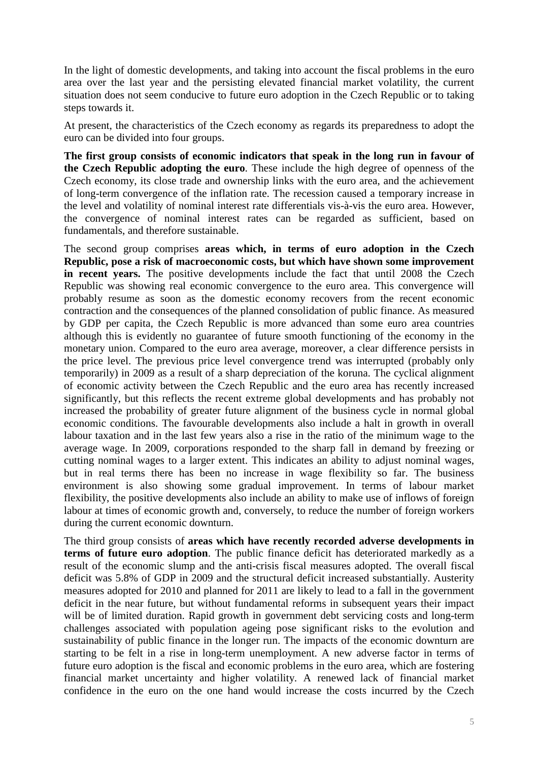In the light of domestic developments, and taking into account the fiscal problems in the euro area over the last year and the persisting elevated financial market volatility, the current situation does not seem conducive to future euro adoption in the Czech Republic or to taking steps towards it.

At present, the characteristics of the Czech economy as regards its preparedness to adopt the euro can be divided into four groups.

**The first group consists of economic indicators that speak in the long run in favour of the Czech Republic adopting the euro**. These include the high degree of openness of the Czech economy, its close trade and ownership links with the euro area, and the achievement of long-term convergence of the inflation rate. The recession caused a temporary increase in the level and volatility of nominal interest rate differentials vis-à-vis the euro area. However, the convergence of nominal interest rates can be regarded as sufficient, based on fundamentals, and therefore sustainable.

The second group comprises **areas which, in terms of euro adoption in the Czech Republic, pose a risk of macroeconomic costs, but which have shown some improvement in recent years.** The positive developments include the fact that until 2008 the Czech Republic was showing real economic convergence to the euro area. This convergence will probably resume as soon as the domestic economy recovers from the recent economic contraction and the consequences of the planned consolidation of public finance. As measured by GDP per capita, the Czech Republic is more advanced than some euro area countries although this is evidently no guarantee of future smooth functioning of the economy in the monetary union. Compared to the euro area average, moreover, a clear difference persists in the price level. The previous price level convergence trend was interrupted (probably only temporarily) in 2009 as a result of a sharp depreciation of the koruna. The cyclical alignment of economic activity between the Czech Republic and the euro area has recently increased significantly, but this reflects the recent extreme global developments and has probably not increased the probability of greater future alignment of the business cycle in normal global economic conditions. The favourable developments also include a halt in growth in overall labour taxation and in the last few years also a rise in the ratio of the minimum wage to the average wage. In 2009, corporations responded to the sharp fall in demand by freezing or cutting nominal wages to a larger extent. This indicates an ability to adjust nominal wages, but in real terms there has been no increase in wage flexibility so far. The business environment is also showing some gradual improvement. In terms of labour market flexibility, the positive developments also include an ability to make use of inflows of foreign labour at times of economic growth and, conversely, to reduce the number of foreign workers during the current economic downturn.

The third group consists of **areas which have recently recorded adverse developments in terms of future euro adoption**. The public finance deficit has deteriorated markedly as a result of the economic slump and the anti-crisis fiscal measures adopted. The overall fiscal deficit was 5.8% of GDP in 2009 and the structural deficit increased substantially. Austerity measures adopted for 2010 and planned for 2011 are likely to lead to a fall in the government deficit in the near future, but without fundamental reforms in subsequent years their impact will be of limited duration. Rapid growth in government debt servicing costs and long-term challenges associated with population ageing pose significant risks to the evolution and sustainability of public finance in the longer run. The impacts of the economic downturn are starting to be felt in a rise in long-term unemployment. A new adverse factor in terms of future euro adoption is the fiscal and economic problems in the euro area, which are fostering financial market uncertainty and higher volatility. A renewed lack of financial market confidence in the euro on the one hand would increase the costs incurred by the Czech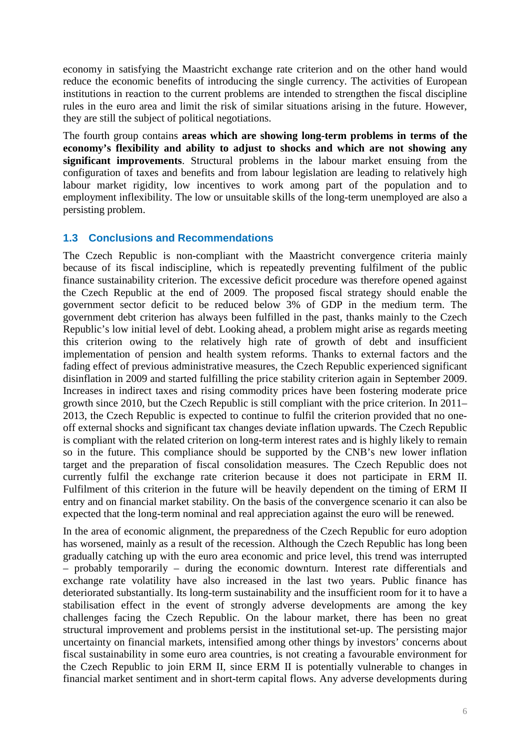economy in satisfying the Maastricht exchange rate criterion and on the other hand would reduce the economic benefits of introducing the single currency. The activities of European institutions in reaction to the current problems are intended to strengthen the fiscal discipline rules in the euro area and limit the risk of similar situations arising in the future. However, they are still the subject of political negotiations.

The fourth group contains **areas which are showing long-term problems in terms of the economy's flexibility and ability to adjust to shocks and which are not showing any significant improvements**. Structural problems in the labour market ensuing from the configuration of taxes and benefits and from labour legislation are leading to relatively high labour market rigidity, low incentives to work among part of the population and to employment inflexibility. The low or unsuitable skills of the long-term unemployed are also a persisting problem.

## 1.3 Conclusions and Recommendations

The Czech Republic is non-compliant with the Maastricht convergence criteria mainly because of its fiscal indiscipline, which is repeatedly preventing fulfilment of the public finance sustainability criterion. The excessive deficit procedure was therefore opened against the Czech Republic at the end of 2009. The proposed fiscal strategy should enable the government sector deficit to be reduced below 3% of GDP in the medium term. The government debt criterion has always been fulfilled in the past, thanks mainly to the Czech Republic's low initial level of debt. Looking ahead, a problem might arise as regards meeting this criterion owing to the relatively high rate of growth of debt and insufficient implementation of pension and health system reforms. Thanks to external factors and the fading effect of previous administrative measures, the Czech Republic experienced significant disinflation in 2009 and started fulfilling the price stability criterion again in September 2009. Increases in indirect taxes and rising commodity prices have been fostering moderate price growth since 2010, but the Czech Republic is still compliant with the price criterion. In 2011–2013, the Czech Republic is expected to continue to fulfil the criterion provided that no one-off external shocks and significant tax changes deviate inflation upwards. The Czech Republic is compliant with the related criterion on long-term interest rates and is highly likely to remain so in the future. This compliance should be supported by the CNB's new lower inflation target and the preparation of fiscal consolidation measures. The Czech Republic does not currently fulfil the exchange rate criterion because it does not participate in ERM II. Fulfilment of this criterion in the future will be heavily dependent on the timing of ERM II entry and on financial market stability. On the basis of the convergence scenario it can also be expected that the long-term nominal and real appreciation against the euro will be renewed.

In the area of economic alignment, the preparedness of the Czech Republic for euro adoption has worsened, mainly as a result of the recession. Although the Czech Republic has long been gradually catching up with the euro area economic and price level, this trend was interrupted – probably temporarily – during the economic downturn. Interest rate differentials and exchange rate volatility have also increased in the last two years. Public finance has deteriorated substantially. Its long-term sustainability and the insufficient room for it to have a stabilisation effect in the event of strongly adverse developments are among the key challenges facing the Czech Republic. On the labour market, there has been no great structural improvement and problems persist in the institutional set-up. The persisting major uncertainty on financial markets, intensified among other things by investors' concerns about fiscal sustainability in some euro area countries, is not creating a favourable environment for the Czech Republic to join ERM II, since ERM II is potentially vulnerable to changes in financial market sentiment and in short-term capital flows. Any adverse developments during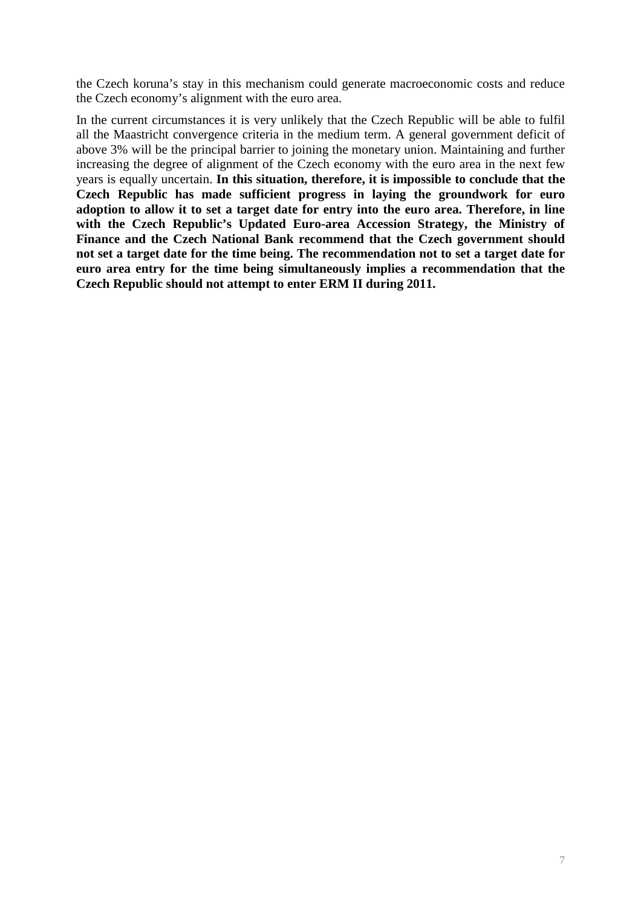the Czech koruna's stay in this mechanism could generate macroeconomic costs and reduce the Czech economy's alignment with the euro area.

In the current circumstances it is very unlikely that the Czech Republic will be able to fulfil all the Maastricht convergence criteria in the medium term. A general government deficit of above 3% will be the principal barrier to joining the monetary union. Maintaining and further increasing the degree of alignment of the Czech economy with the euro area in the next few years is equally uncertain. **In this situation, therefore, it is impossible to conclude that the Czech Republic has made sufficient progress in laying the groundwork for euro adoption to allow it to set a target date for entry into the euro area. Therefore, in line with the Czech Republic's Updated Euro-area Accession Strategy, the Ministry of Finance and the Czech National Bank recommend that the Czech government should not set a target date for the time being. The recommendation not to set a target date for euro area entry for the time being simultaneously implies a recommendation that the Czech Republic should not attempt to enter ERM II during 2011.**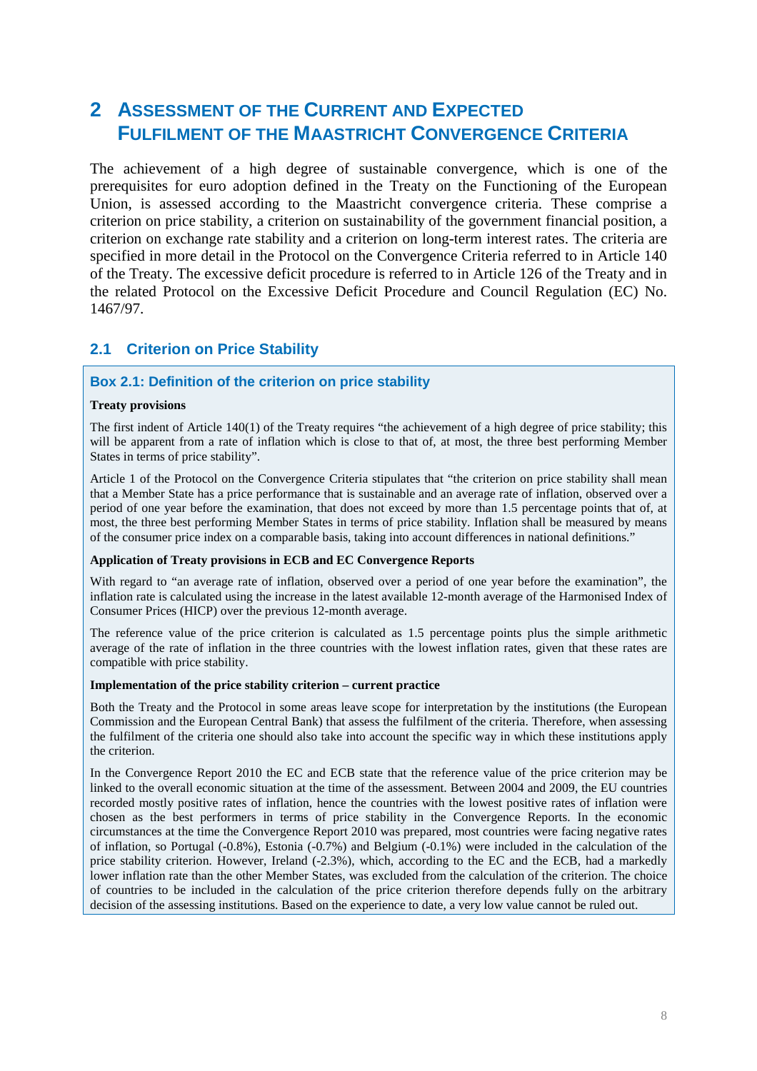# 2 ASSESSMENT OF THE CURRENT AND EXPECTED FULFILMENT OF THE MAASTRICHT CONVERGENCE CRITERIA

The achievement of a high degree of sustainable convergence, which is one of the prerequisites for euro adoption defined in the Treaty on the Functioning of the European Union, is assessed according to the Maastricht convergence criteria. These comprise a criterion on price stability, a criterion on sustainability of the government financial position, a criterion on exchange rate stability and a criterion on long-term interest rates. The criteria are specified in more detail in the Protocol on the Convergence Criteria referred to in Article 140 of the Treaty. The excessive deficit procedure is referred to in Article 126 of the Treaty and in the related Protocol on the Excessive Deficit Procedure and Council Regulation (EC) No. 1467/97.

## 2.1 Criterion on Price Stability

### Box 2.1: Definition of the criterion on price stability

**Treaty provisions**

The first indent of Article 140(1) of the Treaty requires "the achievement of a high degree of price stability; this will be apparent from a rate of inflation which is close to that of, at most, the three best performing Member States in terms of price stability".

Article 1 of the Protocol on the Convergence Criteria stipulates that "the criterion on price stability shall mean that a Member State has a price performance that is sustainable and an average rate of inflation, observed over a period of one year before the examination, that does not exceed by more than 1.5 percentage points that of, at most, the three best performing Member States in terms of price stability. Inflation shall be measured by means of the consumer price index on a comparable basis, taking into account differences in national definitions."

**Application of Treaty provisions in ECB and EC Convergence Reports**

With regard to "an average rate of inflation, observed over a period of one year before the examination", the inflation rate is calculated using the increase in the latest available 12-month average of the Harmonised Index of Consumer Prices (HICP) over the previous 12-month average.

The reference value of the price criterion is calculated as 1.5 percentage points plus the simple arithmetic average of the rate of inflation in the three countries with the lowest inflation rates, given that these rates are compatible with price stability.

**Implementation of the price stability criterion – current practice**

Both the Treaty and the Protocol in some areas leave scope for interpretation by the institutions (the European Commission and the European Central Bank) that assess the fulfilment of the criteria. Therefore, when assessing the fulfilment of the criteria one should also take into account the specific way in which these institutions apply the criterion.

In the Convergence Report 2010 the EC and ECB state that the reference value of the price criterion may be linked to the overall economic situation at the time of the assessment. Between 2004 and 2009, the EU countries recorded mostly positive rates of inflation, hence the countries with the lowest positive rates of inflation were chosen as the best performers in terms of price stability in the Convergence Reports. In the economic circumstances at the time the Convergence Report 2010 was prepared, most countries were facing negative rates of inflation, so Portugal (-0.8%), Estonia (-0.7%) and Belgium (-0.1%) were included in the calculation of the price stability criterion. However, Ireland (-2.3%), which, according to the EC and the ECB, had a markedly lower inflation rate than the other Member States, was excluded from the calculation of the criterion. The choice of countries to be included in the calculation of the price criterion therefore depends fully on the arbitrary decision of the assessing institutions. Based on the experience to date, a very low value cannot be ruled out.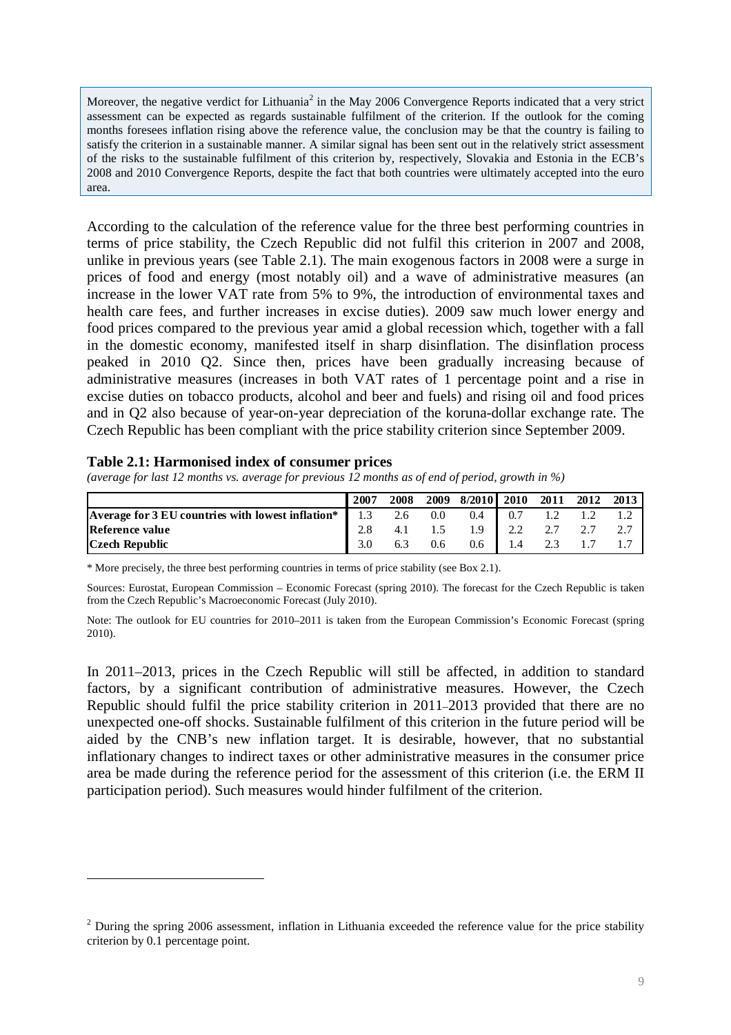Moreover, the negative verdict for Lithuania[2] in the May 2006 Convergence Reports indicated that a very strict assessment can be expected as regards sustainable fulfilment of the criterion. If the outlook for the coming months foresees inflation rising above the reference value, the conclusion may be that the country is failing to satisfy the criterion in a sustainable manner. A similar signal has been sent out in the relatively strict assessment of the risks to the sustainable fulfilment of this criterion by, respectively, Slovakia and Estonia in the ECB's 2008 and 2010 Convergence Reports, despite the fact that both countries were ultimately accepted into the euro area.

According to the calculation of the reference value for the three best performing countries in terms of price stability, the Czech Republic did not fulfil this criterion in 2007 and 2008, unlike in previous years (see Table 2.1). The main exogenous factors in 2008 were a surge in prices of food and energy (most notably oil) and a wave of administrative measures (an increase in the lower VAT rate from 5% to 9%, the introduction of environmental taxes and health care fees, and further increases in excise duties). 2009 saw much lower energy and food prices compared to the previous year amid a global recession which, together with a fall in the domestic economy, manifested itself in sharp disinflation. The disinflation process peaked in 2010 Q2. Since then, prices have been gradually increasing because of administrative measures (increases in both VAT rates of 1 percentage point and a rise in excise duties on tobacco products, alcohol and beer and fuels) and rising oil and food prices and in Q2 also because of year-on-year depreciation of the koruna-dollar exchange rate. The Czech Republic has been compliant with the price stability criterion since September 2009.

**Table 2.1: Harmonised index of consumer prices**

*(average for last 12 months vs. average for previous 12 months as of end of period, growth in %)*

| | 2007 | 2008 | 2009 | 8/2010 | 2010 | 2011 | 2012 | 2013 |
|---|---|---|---|---|---|---|---|---|
| **Average for 3 EU countries with lowest inflation*** | 1.3 | 2.6 | 0.0 | 0.4 | 0.7 | 1.2 | 1.2 | 1.2 |
| **Reference value** | 2.8 | 4.1 | 1.5 | 1.9 | 2.2 | 2.7 | 2.7 | 2.7 |
| **Czech Republic** | 3.0 | 6.3 | 0.6 | 0.6 | 1.4 | 2.3 | 1.7 | 1.7 |

* More precisely, the three best performing countries in terms of price stability (see Box 2.1).

Sources: Eurostat, European Commission – Economic Forecast (spring 2010). The forecast for the Czech Republic is taken from the Czech Republic's Macroeconomic Forecast (July 2010).

Note: The outlook for EU countries for 2010–2011 is taken from the European Commission's Economic Forecast (spring 2010).

In 2011–2013, prices in the Czech Republic will still be affected, in addition to standard factors, by a significant contribution of administrative measures. However, the Czech Republic should fulfil the price stability criterion in 2011–2013 provided that there are no unexpected one-off shocks. Sustainable fulfilment of this criterion in the future period will be aided by the CNB's new inflation target. It is desirable, however, that no substantial inflationary changes to indirect taxes or other administrative measures in the consumer price area be made during the reference period for the assessment of this criterion (i.e. the ERM II participation period). Such measures would hinder fulfilment of the criterion.

[2] During the spring 2006 assessment, inflation in Lithuania exceeded the reference value for the price stability criterion by 0.1 percentage point.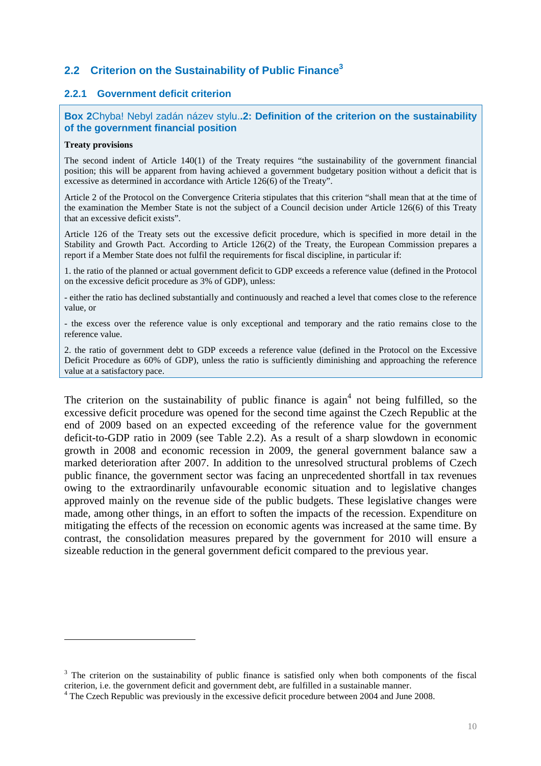## 2.2 Criterion on the Sustainability of Public Finance[3]

### 2.2.1 Government deficit criterion

**Box 2**Chyba! Nebyl zadán název stylu..**2: Definition of the criterion on the sustainability of the government financial position**

**Treaty provisions**

The second indent of Article 140(1) of the Treaty requires "the sustainability of the government financial position; this will be apparent from having achieved a government budgetary position without a deficit that is excessive as determined in accordance with Article 126(6) of the Treaty".

Article 2 of the Protocol on the Convergence Criteria stipulates that this criterion "shall mean that at the time of the examination the Member State is not the subject of a Council decision under Article 126(6) of this Treaty that an excessive deficit exists".

Article 126 of the Treaty sets out the excessive deficit procedure, which is specified in more detail in the Stability and Growth Pact. According to Article 126(2) of the Treaty, the European Commission prepares a report if a Member State does not fulfil the requirements for fiscal discipline, in particular if:

1. the ratio of the planned or actual government deficit to GDP exceeds a reference value (defined in the Protocol on the excessive deficit procedure as 3% of GDP), unless:

- either the ratio has declined substantially and continuously and reached a level that comes close to the reference value, or

- the excess over the reference value is only exceptional and temporary and the ratio remains close to the reference value.

2. the ratio of government debt to GDP exceeds a reference value (defined in the Protocol on the Excessive Deficit Procedure as 60% of GDP), unless the ratio is sufficiently diminishing and approaching the reference value at a satisfactory pace.

The criterion on the sustainability of public finance is again[4] not being fulfilled, so the excessive deficit procedure was opened for the second time against the Czech Republic at the end of 2009 based on an expected exceeding of the reference value for the government deficit-to-GDP ratio in 2009 (see Table 2.2). As a result of a sharp slowdown in economic growth in 2008 and economic recession in 2009, the general government balance saw a marked deterioration after 2007. In addition to the unresolved structural problems of Czech public finance, the government sector was facing an unprecedented shortfall in tax revenues owing to the extraordinarily unfavourable economic situation and to legislative changes approved mainly on the revenue side of the public budgets. These legislative changes were made, among other things, in an effort to soften the impacts of the recession. Expenditure on mitigating the effects of the recession on economic agents was increased at the same time. By contrast, the consolidation measures prepared by the government for 2010 will ensure a sizeable reduction in the general government deficit compared to the previous year.

---

[3] The criterion on the sustainability of public finance is satisfied only when both components of the fiscal criterion, i.e. the government deficit and government debt, are fulfilled in a sustainable manner.

[4] The Czech Republic was previously in the excessive deficit procedure between 2004 and June 2008.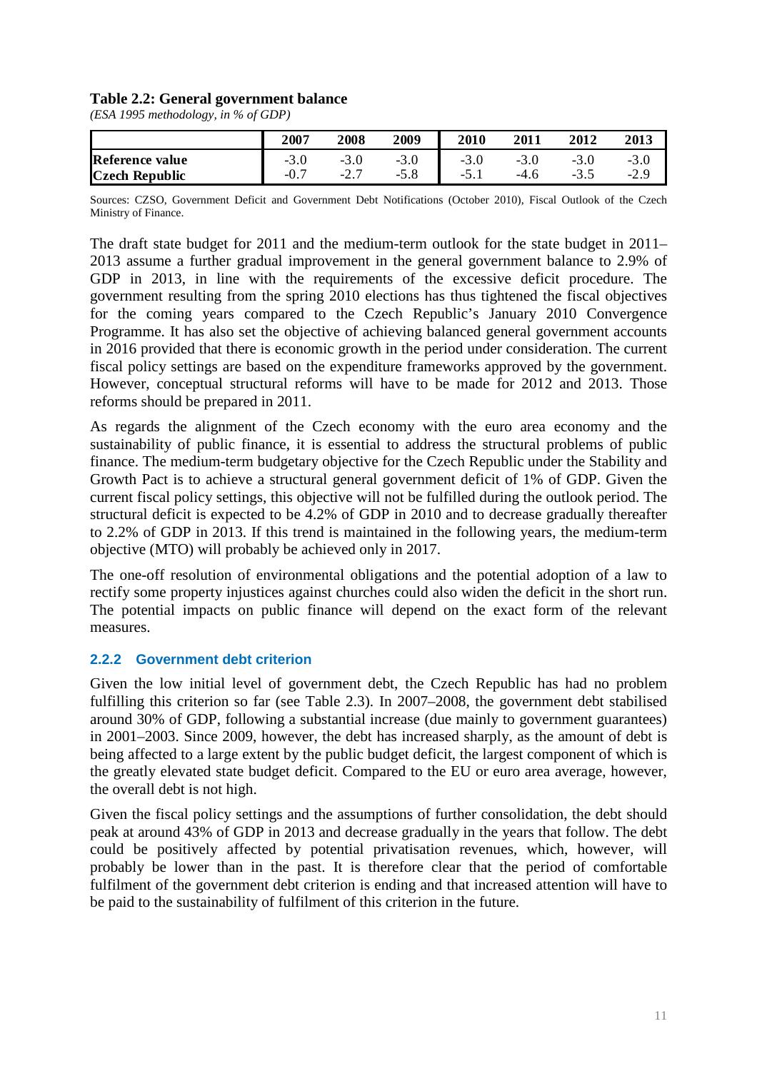**Table 2.2: General government balance**

*(ESA 1995 methodology, in % of GDP)*

| | 2007 | 2008 | 2009 | 2010 | 2011 | 2012 | 2013 |
|---|---|---|---|---|---|---|---|
| **Reference value** | -3.0 | -3.0 | -3.0 | -3.0 | -3.0 | -3.0 | -3.0 |
| **Czech Republic** | -0.7 | -2.7 | -5.8 | -5.1 | -4.6 | -3.5 | -2.9 |

Sources: CZSO, Government Deficit and Government Debt Notifications (October 2010), Fiscal Outlook of the Czech Ministry of Finance.

The draft state budget for 2011 and the medium-term outlook for the state budget in 2011–2013 assume a further gradual improvement in the general government balance to 2.9% of GDP in 2013, in line with the requirements of the excessive deficit procedure. The government resulting from the spring 2010 elections has thus tightened the fiscal objectives for the coming years compared to the Czech Republic's January 2010 Convergence Programme. It has also set the objective of achieving balanced general government accounts in 2016 provided that there is economic growth in the period under consideration. The current fiscal policy settings are based on the expenditure frameworks approved by the government. However, conceptual structural reforms will have to be made for 2012 and 2013. Those reforms should be prepared in 2011.

As regards the alignment of the Czech economy with the euro area economy and the sustainability of public finance, it is essential to address the structural problems of public finance. The medium-term budgetary objective for the Czech Republic under the Stability and Growth Pact is to achieve a structural general government deficit of 1% of GDP. Given the current fiscal policy settings, this objective will not be fulfilled during the outlook period. The structural deficit is expected to be 4.2% of GDP in 2010 and to decrease gradually thereafter to 2.2% of GDP in 2013. If this trend is maintained in the following years, the medium-term objective (MTO) will probably be achieved only in 2017.

The one-off resolution of environmental obligations and the potential adoption of a law to rectify some property injustices against churches could also widen the deficit in the short run. The potential impacts on public finance will depend on the exact form of the relevant measures.

### 2.2.2 Government debt criterion

Given the low initial level of government debt, the Czech Republic has had no problem fulfilling this criterion so far (see Table 2.3). In 2007–2008, the government debt stabilised around 30% of GDP, following a substantial increase (due mainly to government guarantees) in 2001–2003. Since 2009, however, the debt has increased sharply, as the amount of debt is being affected to a large extent by the public budget deficit, the largest component of which is the greatly elevated state budget deficit. Compared to the EU or euro area average, however, the overall debt is not high.

Given the fiscal policy settings and the assumptions of further consolidation, the debt should peak at around 43% of GDP in 2013 and decrease gradually in the years that follow. The debt could be positively affected by potential privatisation revenues, which, however, will probably be lower than in the past. It is therefore clear that the period of comfortable fulfilment of the government debt criterion is ending and that increased attention will have to be paid to the sustainability of fulfilment of this criterion in the future.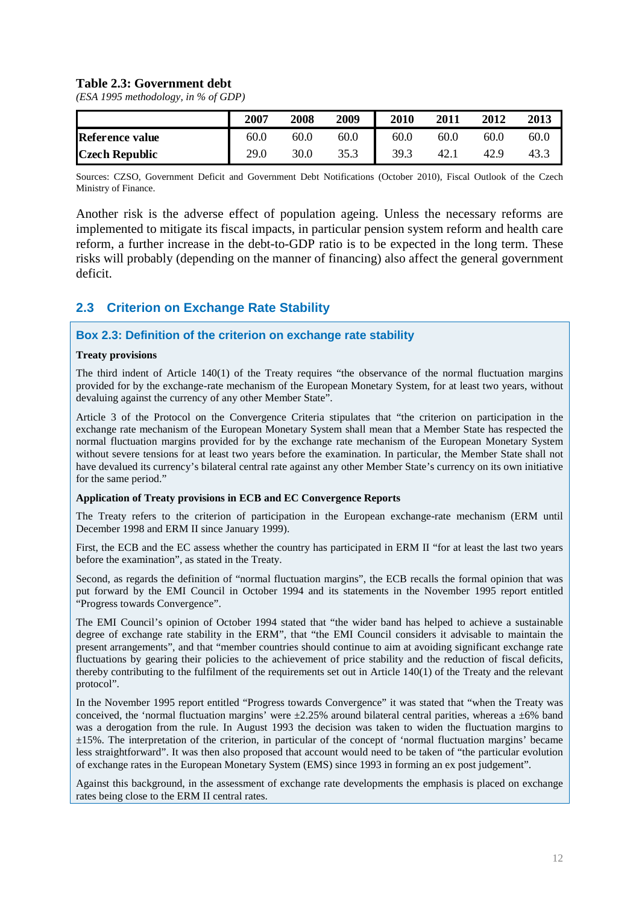**Table 2.3: Government debt**

*(ESA 1995 methodology, in % of GDP)*

| | 2007 | 2008 | 2009 | 2010 | 2011 | 2012 | 2013 |
|---|---|---|---|---|---|---|---|
| **Reference value** | 60.0 | 60.0 | 60.0 | 60.0 | 60.0 | 60.0 | 60.0 |
| **Czech Republic** | 29.0 | 30.0 | 35.3 | 39.3 | 42.1 | 42.9 | 43.3 |

Sources: CZSO, Government Deficit and Government Debt Notifications (October 2010), Fiscal Outlook of the Czech Ministry of Finance.

Another risk is the adverse effect of population ageing. Unless the necessary reforms are implemented to mitigate its fiscal impacts, in particular pension system reform and health care reform, a further increase in the debt-to-GDP ratio is to be expected in the long term. These risks will probably (depending on the manner of financing) also affect the general government deficit.

## 2.3 Criterion on Exchange Rate Stability

### Box 2.3: Definition of the criterion on exchange rate stability

**Treaty provisions**

The third indent of Article 140(1) of the Treaty requires "the observance of the normal fluctuation margins provided for by the exchange-rate mechanism of the European Monetary System, for at least two years, without devaluing against the currency of any other Member State".

Article 3 of the Protocol on the Convergence Criteria stipulates that "the criterion on participation in the exchange rate mechanism of the European Monetary System shall mean that a Member State has respected the normal fluctuation margins provided for by the exchange rate mechanism of the European Monetary System without severe tensions for at least two years before the examination. In particular, the Member State shall not have devalued its currency's bilateral central rate against any other Member State's currency on its own initiative for the same period."

**Application of Treaty provisions in ECB and EC Convergence Reports**

The Treaty refers to the criterion of participation in the European exchange-rate mechanism (ERM until December 1998 and ERM II since January 1999).

First, the ECB and the EC assess whether the country has participated in ERM II "for at least the last two years before the examination", as stated in the Treaty.

Second, as regards the definition of "normal fluctuation margins", the ECB recalls the formal opinion that was put forward by the EMI Council in October 1994 and its statements in the November 1995 report entitled "Progress towards Convergence".

The EMI Council's opinion of October 1994 stated that "the wider band has helped to achieve a sustainable degree of exchange rate stability in the ERM", that "the EMI Council considers it advisable to maintain the present arrangements", and that "member countries should continue to aim at avoiding significant exchange rate fluctuations by gearing their policies to the achievement of price stability and the reduction of fiscal deficits, thereby contributing to the fulfilment of the requirements set out in Article 140(1) of the Treaty and the relevant protocol".

In the November 1995 report entitled "Progress towards Convergence" it was stated that "when the Treaty was conceived, the 'normal fluctuation margins' were ±2.25% around bilateral central parities, whereas a ±6% band was a derogation from the rule. In August 1993 the decision was taken to widen the fluctuation margins to ±15%. The interpretation of the criterion, in particular of the concept of 'normal fluctuation margins' became less straightforward". It was then also proposed that account would need to be taken of "the particular evolution of exchange rates in the European Monetary System (EMS) since 1993 in forming an ex post judgement".

Against this background, in the assessment of exchange rate developments the emphasis is placed on exchange rates being close to the ERM II central rates.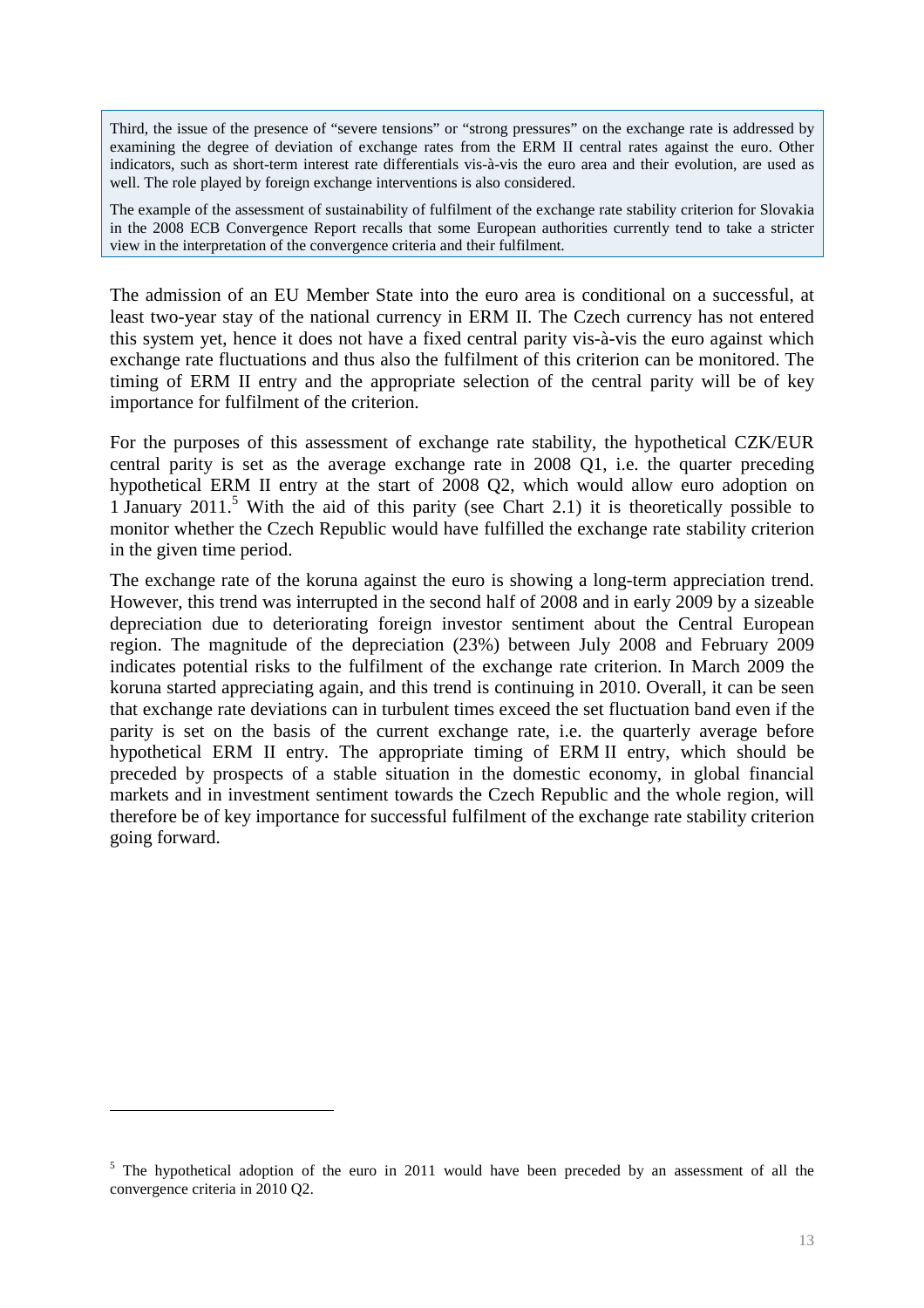> Third, the issue of the presence of "severe tensions" or "strong pressures" on the exchange rate is addressed by examining the degree of deviation of exchange rates from the ERM II central rates against the euro. Other indicators, such as short-term interest rate differentials vis-à-vis the euro area and their evolution, are used as well. The role played by foreign exchange interventions is also considered.
>
> The example of the assessment of sustainability of fulfilment of the exchange rate stability criterion for Slovakia in the 2008 ECB Convergence Report recalls that some European authorities currently tend to take a stricter view in the interpretation of the convergence criteria and their fulfilment.

The admission of an EU Member State into the euro area is conditional on a successful, at least two-year stay of the national currency in ERM II. The Czech currency has not entered this system yet, hence it does not have a fixed central parity vis-à-vis the euro against which exchange rate fluctuations and thus also the fulfilment of this criterion can be monitored. The timing of ERM II entry and the appropriate selection of the central parity will be of key importance for fulfilment of the criterion.

For the purposes of this assessment of exchange rate stability, the hypothetical CZK/EUR central parity is set as the average exchange rate in 2008 Q1, i.e. the quarter preceding hypothetical ERM II entry at the start of 2008 Q2, which would allow euro adoption on 1 January 2011.[5] With the aid of this parity (see Chart 2.1) it is theoretically possible to monitor whether the Czech Republic would have fulfilled the exchange rate stability criterion in the given time period.

The exchange rate of the koruna against the euro is showing a long-term appreciation trend. However, this trend was interrupted in the second half of 2008 and in early 2009 by a sizeable depreciation due to deteriorating foreign investor sentiment about the Central European region. The magnitude of the depreciation (23%) between July 2008 and February 2009 indicates potential risks to the fulfilment of the exchange rate criterion. In March 2009 the koruna started appreciating again, and this trend is continuing in 2010. Overall, it can be seen that exchange rate deviations can in turbulent times exceed the set fluctuation band even if the parity is set on the basis of the current exchange rate, i.e. the quarterly average before hypothetical ERM II entry. The appropriate timing of ERM II entry, which should be preceded by prospects of a stable situation in the domestic economy, in global financial markets and in investment sentiment towards the Czech Republic and the whole region, will therefore be of key importance for successful fulfilment of the exchange rate stability criterion going forward.

[5] The hypothetical adoption of the euro in 2011 would have been preceded by an assessment of all the convergence criteria in 2010 Q2.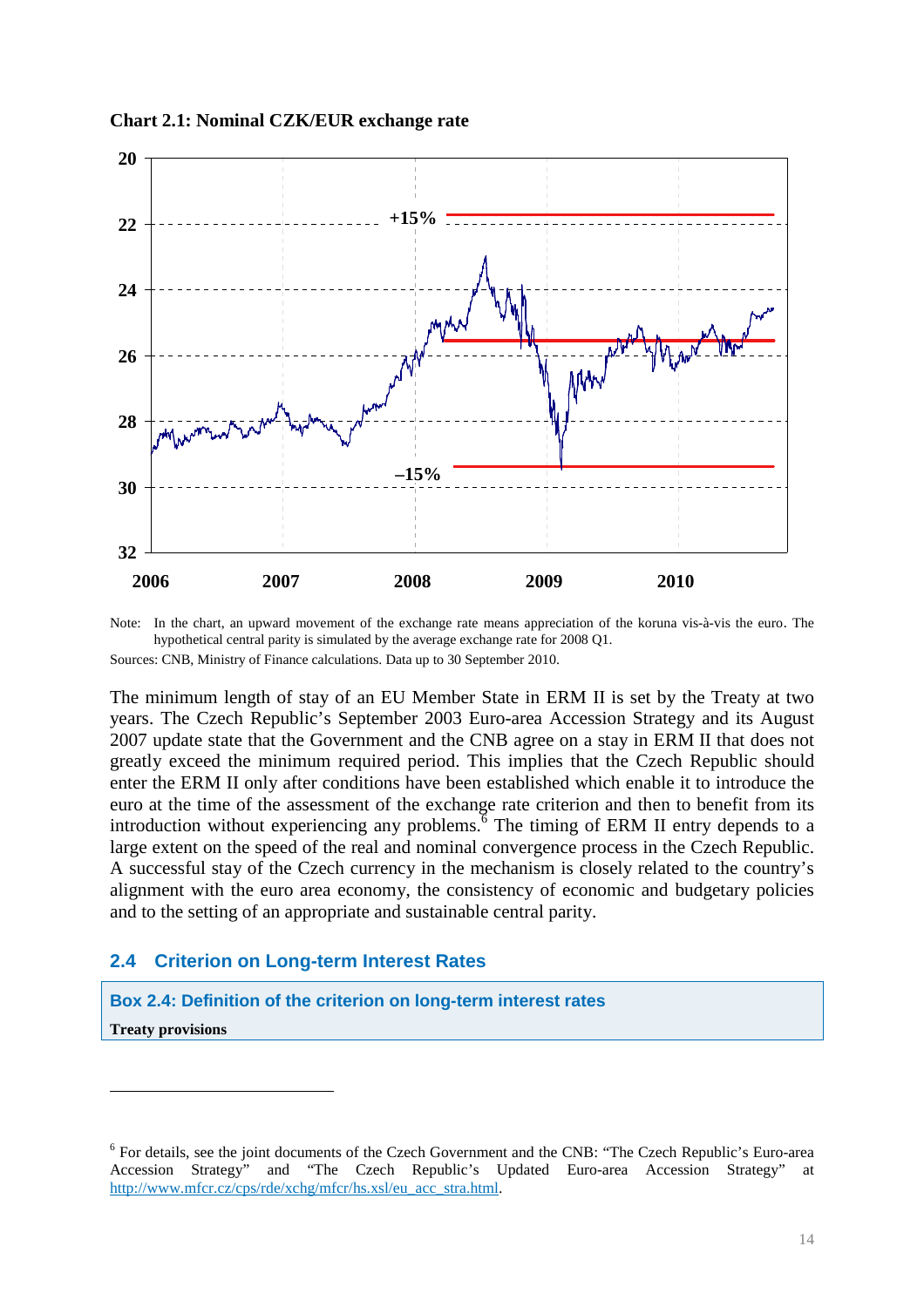**Chart 2.1: Nominal CZK/EUR exchange rate**

Note: In the chart, an upward movement of the exchange rate means appreciation of the koruna vis-à-vis the euro. The hypothetical central parity is simulated by the average exchange rate for 2008 Q1.

Sources: CNB, Ministry of Finance calculations. Data up to 30 September 2010.

The minimum length of stay of an EU Member State in ERM II is set by the Treaty at two years. The Czech Republic's September 2003 Euro-area Accession Strategy and its August 2007 update state that the Government and the CNB agree on a stay in ERM II that does not greatly exceed the minimum required period. This implies that the Czech Republic should enter the ERM II only after conditions have been established which enable it to introduce the euro at the time of the assessment of the exchange rate criterion and then to benefit from its introduction without experiencing any problems.[6] The timing of ERM II entry depends to a large extent on the speed of the real and nominal convergence process in the Czech Republic. A successful stay of the Czech currency in the mechanism is closely related to the country's alignment with the euro area economy, the consistency of economic and budgetary policies and to the setting of an appropriate and sustainable central parity.

## 2.4 Criterion on Long-term Interest Rates

### Box 2.4: Definition of the criterion on long-term interest rates

**Treaty provisions**

---

[6] For details, see the joint documents of the Czech Government and the CNB: "The Czech Republic's Euro-area Accession Strategy" and "The Czech Republic's Updated Euro-area Accession Strategy" at http://www.mfcr.cz/cps/rde/xchg/mfcr/hs.xsl/eu_acc_stra.html.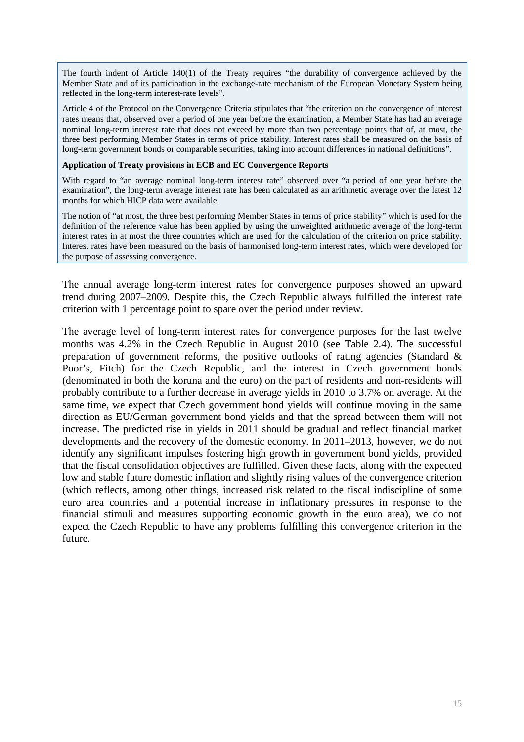The fourth indent of Article 140(1) of the Treaty requires "the durability of convergence achieved by the Member State and of its participation in the exchange-rate mechanism of the European Monetary System being reflected in the long-term interest-rate levels".

Article 4 of the Protocol on the Convergence Criteria stipulates that "the criterion on the convergence of interest rates means that, observed over a period of one year before the examination, a Member State has had an average nominal long-term interest rate that does not exceed by more than two percentage points that of, at most, the three best performing Member States in terms of price stability. Interest rates shall be measured on the basis of long-term government bonds or comparable securities, taking into account differences in national definitions".

**Application of Treaty provisions in ECB and EC Convergence Reports**

With regard to "an average nominal long-term interest rate" observed over "a period of one year before the examination", the long-term average interest rate has been calculated as an arithmetic average over the latest 12 months for which HICP data were available.

The notion of "at most, the three best performing Member States in terms of price stability" which is used for the definition of the reference value has been applied by using the unweighted arithmetic average of the long-term interest rates in at most the three countries which are used for the calculation of the criterion on price stability. Interest rates have been measured on the basis of harmonised long-term interest rates, which were developed for the purpose of assessing convergence.

The annual average long-term interest rates for convergence purposes showed an upward trend during 2007–2009. Despite this, the Czech Republic always fulfilled the interest rate criterion with 1 percentage point to spare over the period under review.

The average level of long-term interest rates for convergence purposes for the last twelve months was 4.2% in the Czech Republic in August 2010 (see Table 2.4). The successful preparation of government reforms, the positive outlooks of rating agencies (Standard & Poor's, Fitch) for the Czech Republic, and the interest in Czech government bonds (denominated in both the koruna and the euro) on the part of residents and non-residents will probably contribute to a further decrease in average yields in 2010 to 3.7% on average. At the same time, we expect that Czech government bond yields will continue moving in the same direction as EU/German government bond yields and that the spread between them will not increase. The predicted rise in yields in 2011 should be gradual and reflect financial market developments and the recovery of the domestic economy. In 2011–2013, however, we do not identify any significant impulses fostering high growth in government bond yields, provided that the fiscal consolidation objectives are fulfilled. Given these facts, along with the expected low and stable future domestic inflation and slightly rising values of the convergence criterion (which reflects, among other things, increased risk related to the fiscal indiscipline of some euro area countries and a potential increase in inflationary pressures in response to the financial stimuli and measures supporting economic growth in the euro area), we do not expect the Czech Republic to have any problems fulfilling this convergence criterion in the future.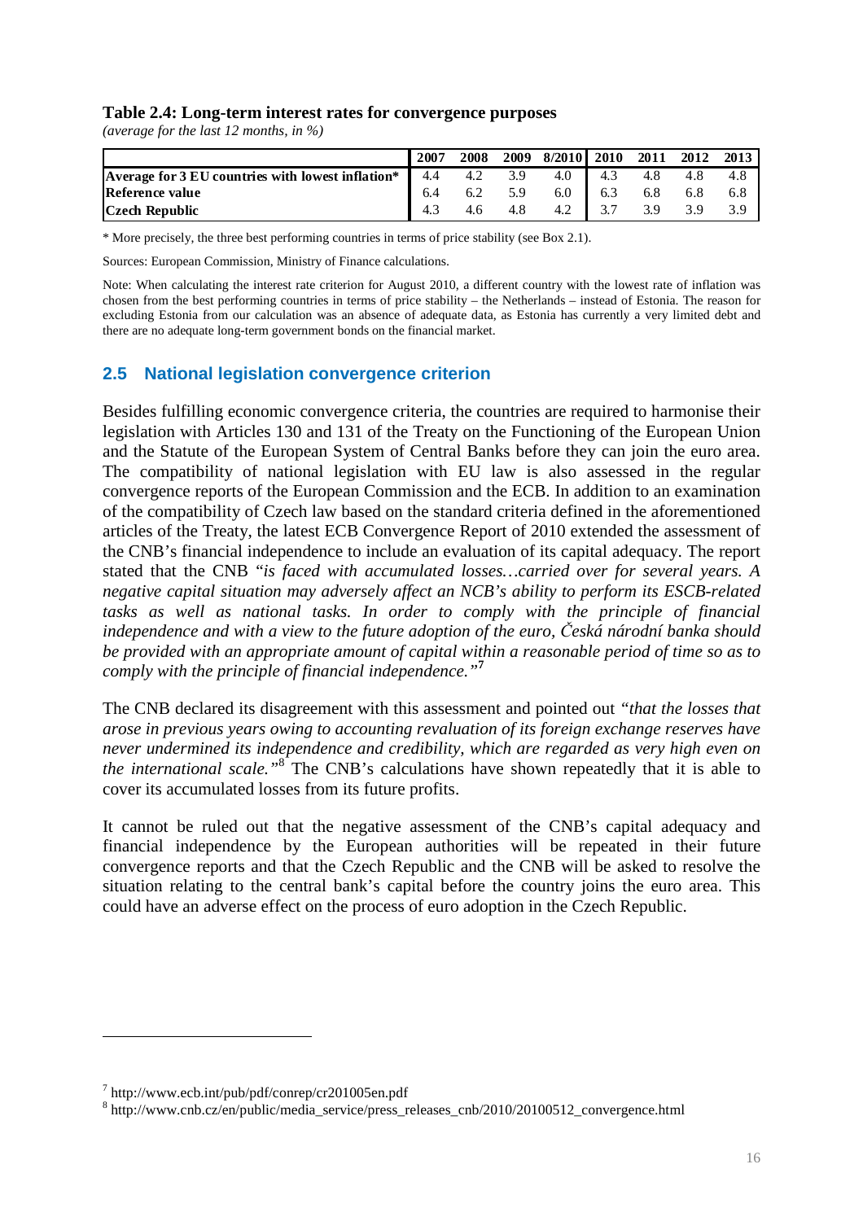**Table 2.4: Long-term interest rates for convergence purposes**

*(average for the last 12 months, in %)*

| | 2007 | 2008 | 2009 | 8/2010 | 2010 | 2011 | 2012 | 2013 |
|---|---|---|---|---|---|---|---|---|
| **Average for 3 EU countries with lowest inflation*** | 4.4 | 4.2 | 3.9 | 4.0 | 4.3 | 4.8 | 4.8 | 4.8 |
| **Reference value** | 6.4 | 6.2 | 5.9 | 6.0 | 6.3 | 6.8 | 6.8 | 6.8 |
| **Czech Republic** | 4.3 | 4.6 | 4.8 | 4.2 | 3.7 | 3.9 | 3.9 | 3.9 |

\* More precisely, the three best performing countries in terms of price stability (see Box 2.1).

Sources: European Commission, Ministry of Finance calculations.

Note: When calculating the interest rate criterion for August 2010, a different country with the lowest rate of inflation was chosen from the best performing countries in terms of price stability – the Netherlands – instead of Estonia. The reason for excluding Estonia from our calculation was an absence of adequate data, as Estonia has currently a very limited debt and there are no adequate long-term government bonds on the financial market.

## 2.5 National legislation convergence criterion

Besides fulfilling economic convergence criteria, the countries are required to harmonise their legislation with Articles 130 and 131 of the Treaty on the Functioning of the European Union and the Statute of the European System of Central Banks before they can join the euro area. The compatibility of national legislation with EU law is also assessed in the regular convergence reports of the European Commission and the ECB. In addition to an examination of the compatibility of Czech law based on the standard criteria defined in the aforementioned articles of the Treaty, the latest ECB Convergence Report of 2010 extended the assessment of the CNB's financial independence to include an evaluation of its capital adequacy. The report stated that the CNB "*is faced with accumulated losses…carried over for several years. A negative capital situation may adversely affect an NCB's ability to perform its ESCB-related tasks as well as national tasks. In order to comply with the principle of financial independence and with a view to the future adoption of the euro, Česká národní banka should be provided with an appropriate amount of capital within a reasonable period of time so as to comply with the principle of financial independence.*"[7]

The CNB declared its disagreement with this assessment and pointed out *"that the losses that arose in previous years owing to accounting revaluation of its foreign exchange reserves have never undermined its independence and credibility, which are regarded as very high even on the international scale."*[8] The CNB's calculations have shown repeatedly that it is able to cover its accumulated losses from its future profits.

It cannot be ruled out that the negative assessment of the CNB's capital adequacy and financial independence by the European authorities will be repeated in their future convergence reports and that the Czech Republic and the CNB will be asked to resolve the situation relating to the central bank's capital before the country joins the euro area. This could have an adverse effect on the process of euro adoption in the Czech Republic.

[7] http://www.ecb.int/pub/pdf/conrep/cr201005en.pdf

[8] http://www.cnb.cz/en/public/media_service/press_releases_cnb/2010/20100512_convergence.html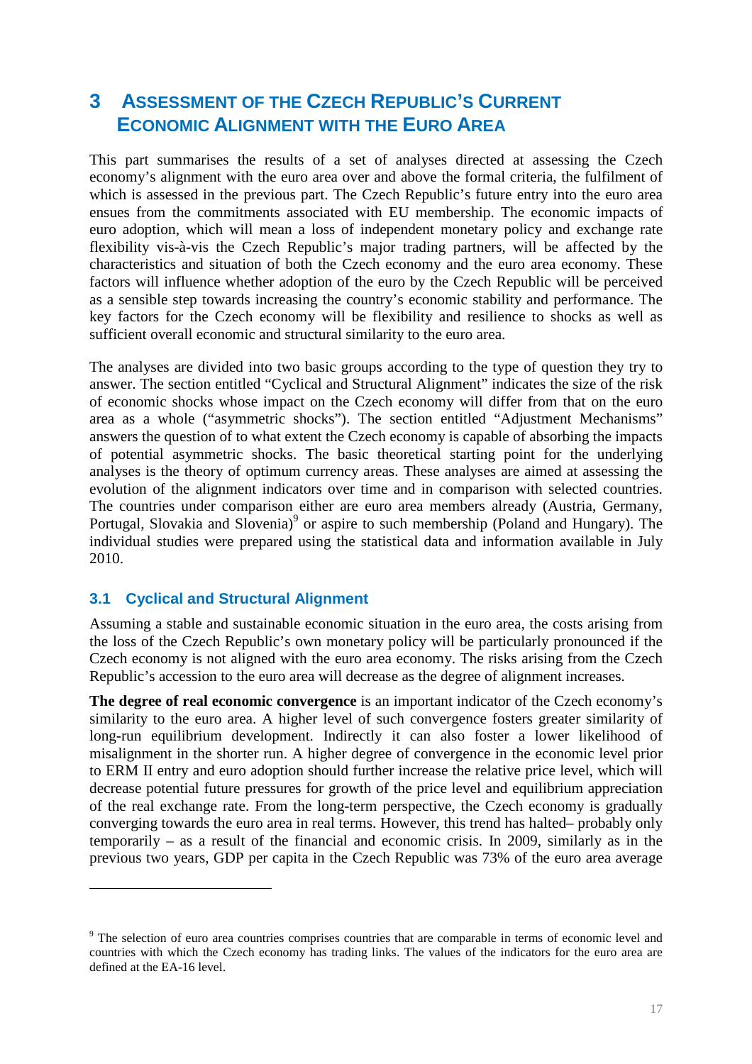# 3 ASSESSMENT OF THE CZECH REPUBLIC'S CURRENT ECONOMIC ALIGNMENT WITH THE EURO AREA

This part summarises the results of a set of analyses directed at assessing the Czech economy's alignment with the euro area over and above the formal criteria, the fulfilment of which is assessed in the previous part. The Czech Republic's future entry into the euro area ensues from the commitments associated with EU membership. The economic impacts of euro adoption, which will mean a loss of independent monetary policy and exchange rate flexibility vis-à-vis the Czech Republic's major trading partners, will be affected by the characteristics and situation of both the Czech economy and the euro area economy. These factors will influence whether adoption of the euro by the Czech Republic will be perceived as a sensible step towards increasing the country's economic stability and performance. The key factors for the Czech economy will be flexibility and resilience to shocks as well as sufficient overall economic and structural similarity to the euro area.

The analyses are divided into two basic groups according to the type of question they try to answer. The section entitled "Cyclical and Structural Alignment" indicates the size of the risk of economic shocks whose impact on the Czech economy will differ from that on the euro area as a whole ("asymmetric shocks"). The section entitled "Adjustment Mechanisms" answers the question of to what extent the Czech economy is capable of absorbing the impacts of potential asymmetric shocks. The basic theoretical starting point for the underlying analyses is the theory of optimum currency areas. These analyses are aimed at assessing the evolution of the alignment indicators over time and in comparison with selected countries. The countries under comparison either are euro area members already (Austria, Germany, Portugal, Slovakia and Slovenia)[9] or aspire to such membership (Poland and Hungary). The individual studies were prepared using the statistical data and information available in July 2010.

## 3.1 Cyclical and Structural Alignment

Assuming a stable and sustainable economic situation in the euro area, the costs arising from the loss of the Czech Republic's own monetary policy will be particularly pronounced if the Czech economy is not aligned with the euro area economy. The risks arising from the Czech Republic's accession to the euro area will decrease as the degree of alignment increases.

**The degree of real economic convergence** is an important indicator of the Czech economy's similarity to the euro area. A higher level of such convergence fosters greater similarity of long-run equilibrium development. Indirectly it can also foster a lower likelihood of misalignment in the shorter run. A higher degree of convergence in the economic level prior to ERM II entry and euro adoption should further increase the relative price level, which will decrease potential future pressures for growth of the price level and equilibrium appreciation of the real exchange rate. From the long-term perspective, the Czech economy is gradually converging towards the euro area in real terms. However, this trend has halted– probably only temporarily – as a result of the financial and economic crisis. In 2009, similarly as in the previous two years, GDP per capita in the Czech Republic was 73% of the euro area average

---

[9] The selection of euro area countries comprises countries that are comparable in terms of economic level and countries with which the Czech economy has trading links. The values of the indicators for the euro area are defined at the EA-16 level.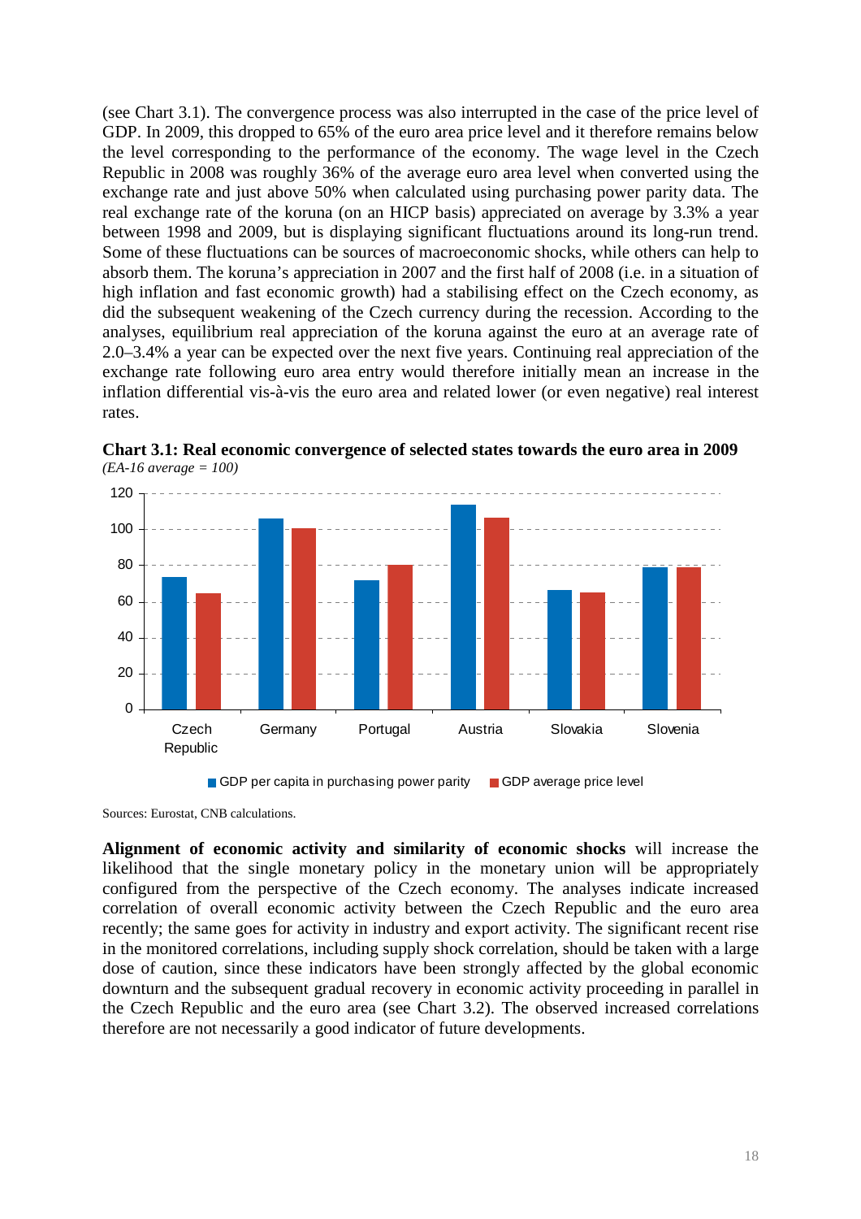(see Chart 3.1). The convergence process was also interrupted in the case of the price level of GDP. In 2009, this dropped to 65% of the euro area price level and it therefore remains below the level corresponding to the performance of the economy. The wage level in the Czech Republic in 2008 was roughly 36% of the average euro area level when converted using the exchange rate and just above 50% when calculated using purchasing power parity data. The real exchange rate of the koruna (on an HICP basis) appreciated on average by 3.3% a year between 1998 and 2009, but is displaying significant fluctuations around its long-run trend. Some of these fluctuations can be sources of macroeconomic shocks, while others can help to absorb them. The koruna's appreciation in 2007 and the first half of 2008 (i.e. in a situation of high inflation and fast economic growth) had a stabilising effect on the Czech economy, as did the subsequent weakening of the Czech currency during the recession. According to the analyses, equilibrium real appreciation of the koruna against the euro at an average rate of 2.0–3.4% a year can be expected over the next five years. Continuing real appreciation of the exchange rate following euro area entry would therefore initially mean an increase in the inflation differential vis-à-vis the euro area and related lower (or even negative) real interest rates.

**Chart 3.1: Real economic convergence of selected states towards the euro area in 2009**
*(EA-16 average = 100)*

Legend: GDP per capita in purchasing power parity; GDP average price level

Countries: Czech Republic, Germany, Portugal, Austria, Slovakia, Slovenia

Sources: Eurostat, CNB calculations.

**Alignment of economic activity and similarity of economic shocks** will increase the likelihood that the single monetary policy in the monetary union will be appropriately configured from the perspective of the Czech economy. The analyses indicate increased correlation of overall economic activity between the Czech Republic and the euro area recently; the same goes for activity in industry and export activity. The significant recent rise in the monitored correlations, including supply shock correlation, should be taken with a large dose of caution, since these indicators have been strongly affected by the global economic downturn and the subsequent gradual recovery in economic activity proceeding in parallel in the Czech Republic and the euro area (see Chart 3.2). The observed increased correlations therefore are not necessarily a good indicator of future developments.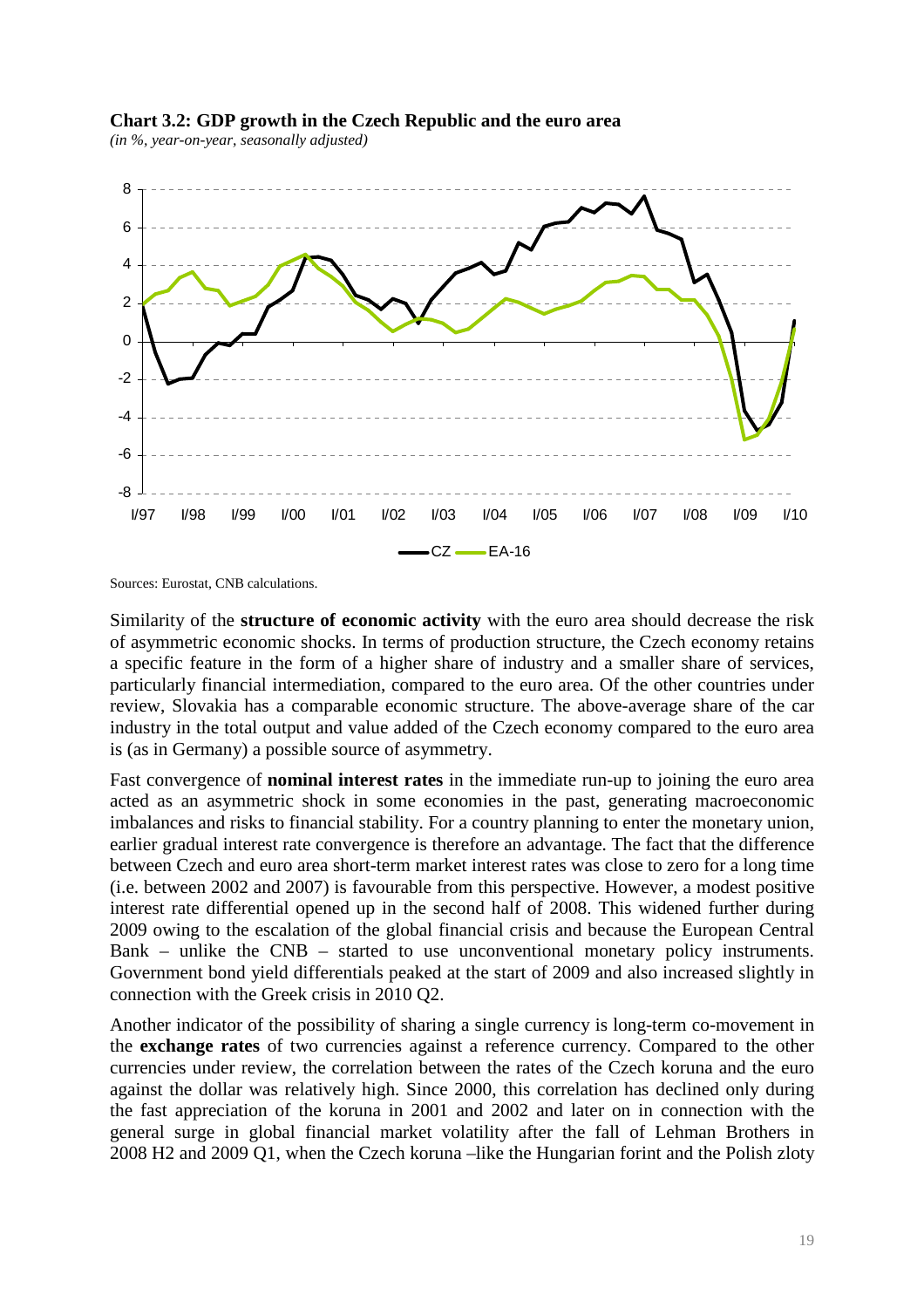**Chart 3.2: GDP growth in the Czech Republic and the euro area**

*(in %, year-on-year, seasonally adjusted)*

Sources: Eurostat, CNB calculations.

Similarity of the **structure of economic activity** with the euro area should decrease the risk of asymmetric economic shocks. In terms of production structure, the Czech economy retains a specific feature in the form of a higher share of industry and a smaller share of services, particularly financial intermediation, compared to the euro area. Of the other countries under review, Slovakia has a comparable economic structure. The above-average share of the car industry in the total output and value added of the Czech economy compared to the euro area is (as in Germany) a possible source of asymmetry.

Fast convergence of **nominal interest rates** in the immediate run-up to joining the euro area acted as an asymmetric shock in some economies in the past, generating macroeconomic imbalances and risks to financial stability. For a country planning to enter the monetary union, earlier gradual interest rate convergence is therefore an advantage. The fact that the difference between Czech and euro area short-term market interest rates was close to zero for a long time (i.e. between 2002 and 2007) is favourable from this perspective. However, a modest positive interest rate differential opened up in the second half of 2008. This widened further during 2009 owing to the escalation of the global financial crisis and because the European Central Bank – unlike the CNB – started to use unconventional monetary policy instruments. Government bond yield differentials peaked at the start of 2009 and also increased slightly in connection with the Greek crisis in 2010 Q2.

Another indicator of the possibility of sharing a single currency is long-term co-movement in the **exchange rates** of two currencies against a reference currency. Compared to the other currencies under review, the correlation between the rates of the Czech koruna and the euro against the dollar was relatively high. Since 2000, this correlation has declined only during the fast appreciation of the koruna in 2001 and 2002 and later on in connection with the general surge in global financial market volatility after the fall of Lehman Brothers in 2008 H2 and 2009 Q1, when the Czech koruna –like the Hungarian forint and the Polish zloty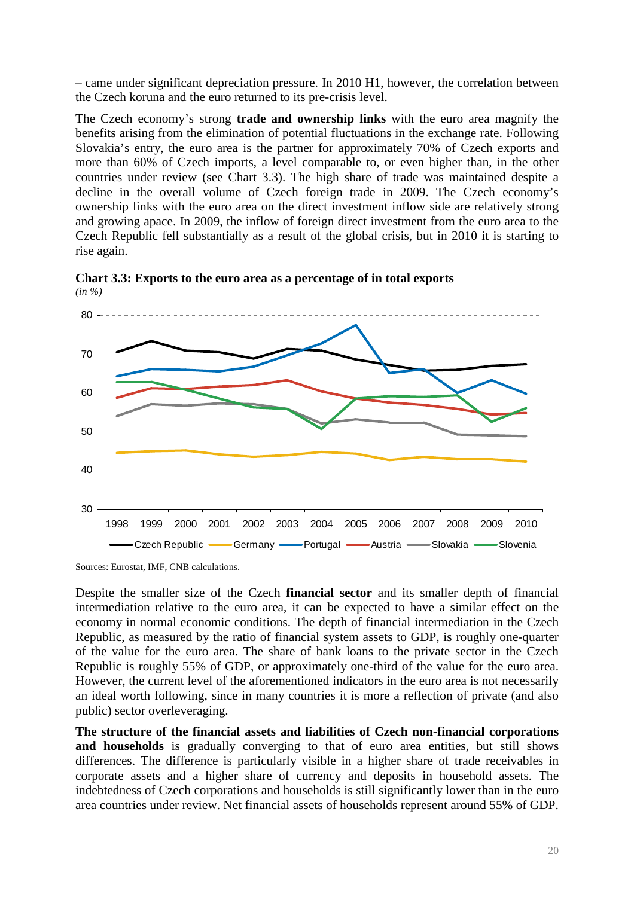– came under significant depreciation pressure. In 2010 H1, however, the correlation between the Czech koruna and the euro returned to its pre-crisis level.

The Czech economy's strong **trade and ownership links** with the euro area magnify the benefits arising from the elimination of potential fluctuations in the exchange rate. Following Slovakia's entry, the euro area is the partner for approximately 70% of Czech exports and more than 60% of Czech imports, a level comparable to, or even higher than, in the other countries under review (see Chart 3.3). The high share of trade was maintained despite a decline in the overall volume of Czech foreign trade in 2009. The Czech economy's ownership links with the euro area on the direct investment inflow side are relatively strong and growing apace. In 2009, the inflow of foreign direct investment from the euro area to the Czech Republic fell substantially as a result of the global crisis, but in 2010 it is starting to rise again.

**Chart 3.3: Exports to the euro area as a percentage of in total exports**
*(in %)*

Sources: Eurostat, IMF, CNB calculations.

Despite the smaller size of the Czech **financial sector** and its smaller depth of financial intermediation relative to the euro area, it can be expected to have a similar effect on the economy in normal economic conditions. The depth of financial intermediation in the Czech Republic, as measured by the ratio of financial system assets to GDP, is roughly one-quarter of the value for the euro area. The share of bank loans to the private sector in the Czech Republic is roughly 55% of GDP, or approximately one-third of the value for the euro area. However, the current level of the aforementioned indicators in the euro area is not necessarily an ideal worth following, since in many countries it is more a reflection of private (and also public) sector overleveraging.

**The structure of the financial assets and liabilities of Czech non-financial corporations and households** is gradually converging to that of euro area entities, but still shows differences. The difference is particularly visible in a higher share of trade receivables in corporate assets and a higher share of currency and deposits in household assets. The indebtedness of Czech corporations and households is still significantly lower than in the euro area countries under review. Net financial assets of households represent around 55% of GDP.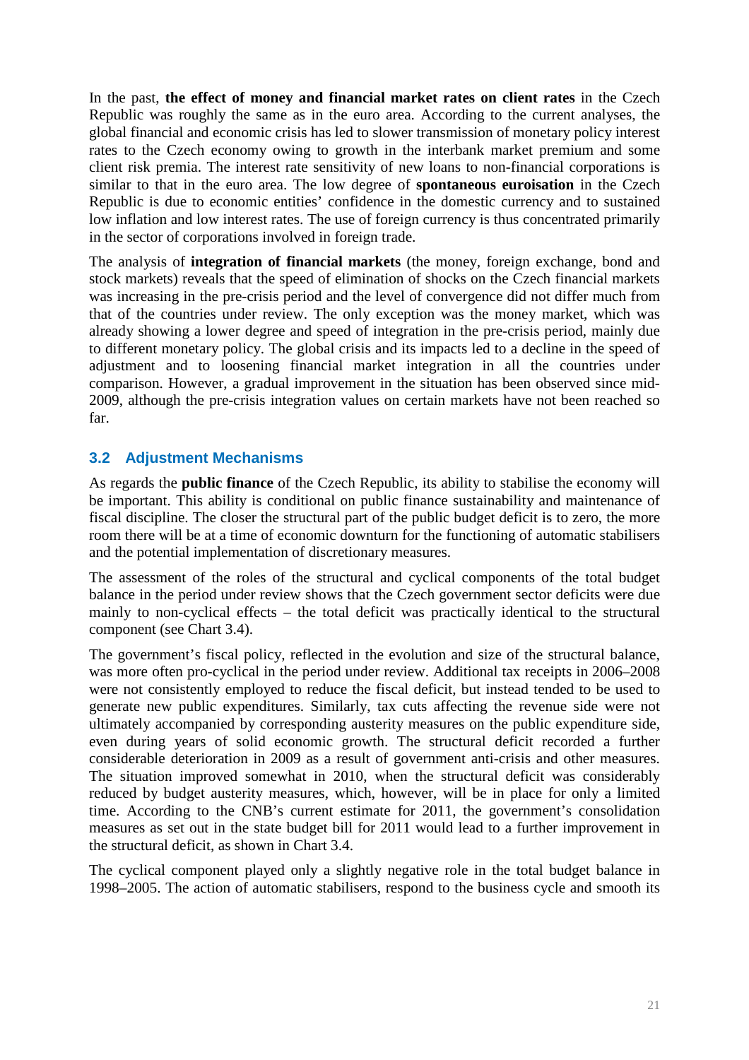In the past, **the effect of money and financial market rates on client rates** in the Czech Republic was roughly the same as in the euro area. According to the current analyses, the global financial and economic crisis has led to slower transmission of monetary policy interest rates to the Czech economy owing to growth in the interbank market premium and some client risk premia. The interest rate sensitivity of new loans to non-financial corporations is similar to that in the euro area. The low degree of **spontaneous euroisation** in the Czech Republic is due to economic entities' confidence in the domestic currency and to sustained low inflation and low interest rates. The use of foreign currency is thus concentrated primarily in the sector of corporations involved in foreign trade.

The analysis of **integration of financial markets** (the money, foreign exchange, bond and stock markets) reveals that the speed of elimination of shocks on the Czech financial markets was increasing in the pre-crisis period and the level of convergence did not differ much from that of the countries under review. The only exception was the money market, which was already showing a lower degree and speed of integration in the pre-crisis period, mainly due to different monetary policy. The global crisis and its impacts led to a decline in the speed of adjustment and to loosening financial market integration in all the countries under comparison. However, a gradual improvement in the situation has been observed since mid-2009, although the pre-crisis integration values on certain markets have not been reached so far.

## 3.2 Adjustment Mechanisms

As regards the **public finance** of the Czech Republic, its ability to stabilise the economy will be important. This ability is conditional on public finance sustainability and maintenance of fiscal discipline. The closer the structural part of the public budget deficit is to zero, the more room there will be at a time of economic downturn for the functioning of automatic stabilisers and the potential implementation of discretionary measures.

The assessment of the roles of the structural and cyclical components of the total budget balance in the period under review shows that the Czech government sector deficits were due mainly to non-cyclical effects – the total deficit was practically identical to the structural component (see Chart 3.4).

The government's fiscal policy, reflected in the evolution and size of the structural balance, was more often pro-cyclical in the period under review. Additional tax receipts in 2006–2008 were not consistently employed to reduce the fiscal deficit, but instead tended to be used to generate new public expenditures. Similarly, tax cuts affecting the revenue side were not ultimately accompanied by corresponding austerity measures on the public expenditure side, even during years of solid economic growth. The structural deficit recorded a further considerable deterioration in 2009 as a result of government anti-crisis and other measures. The situation improved somewhat in 2010, when the structural deficit was considerably reduced by budget austerity measures, which, however, will be in place for only a limited time. According to the CNB's current estimate for 2011, the government's consolidation measures as set out in the state budget bill for 2011 would lead to a further improvement in the structural deficit, as shown in Chart 3.4.

The cyclical component played only a slightly negative role in the total budget balance in 1998–2005. The action of automatic stabilisers, respond to the business cycle and smooth its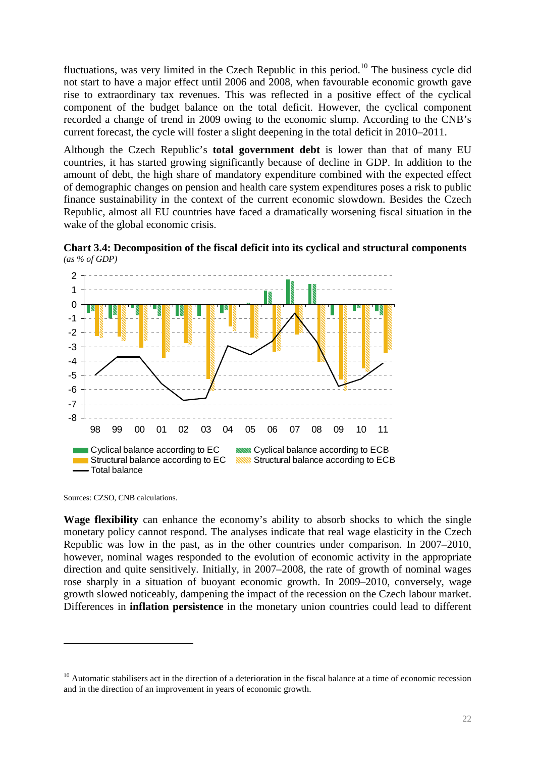fluctuations, was very limited in the Czech Republic in this period.[10] The business cycle did not start to have a major effect until 2006 and 2008, when favourable economic growth gave rise to extraordinary tax revenues. This was reflected in a positive effect of the cyclical component of the budget balance on the total deficit. However, the cyclical component recorded a change of trend in 2009 owing to the economic slump. According to the CNB's current forecast, the cycle will foster a slight deepening in the total deficit in 2010–2011.

Although the Czech Republic's **total government debt** is lower than that of many EU countries, it has started growing significantly because of decline in GDP. In addition to the amount of debt, the high share of mandatory expenditure combined with the expected effect of demographic changes on pension and health care system expenditures poses a risk to public finance sustainability in the context of the current economic slowdown. Besides the Czech Republic, almost all EU countries have faced a dramatically worsening fiscal situation in the wake of the global economic crisis.

**Chart 3.4: Decomposition of the fiscal deficit into its cyclical and structural components**
*(as % of GDP)*

Sources: CZSO, CNB calculations.

**Wage flexibility** can enhance the economy's ability to absorb shocks to which the single monetary policy cannot respond. The analyses indicate that real wage elasticity in the Czech Republic was low in the past, as in the other countries under comparison. In 2007–2010, however, nominal wages responded to the evolution of economic activity in the appropriate direction and quite sensitively. Initially, in 2007–2008, the rate of growth of nominal wages rose sharply in a situation of buoyant economic growth. In 2009–2010, conversely, wage growth slowed noticeably, dampening the impact of the recession on the Czech labour market. Differences in **inflation persistence** in the monetary union countries could lead to different

[10] Automatic stabilisers act in the direction of a deterioration in the fiscal balance at a time of economic recession and in the direction of an improvement in years of economic growth.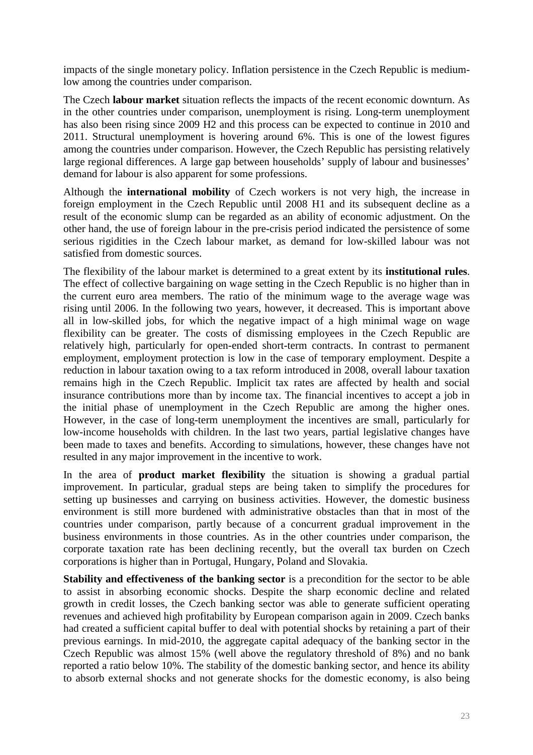impacts of the single monetary policy. Inflation persistence in the Czech Republic is medium-low among the countries under comparison.

The Czech **labour market** situation reflects the impacts of the recent economic downturn. As in the other countries under comparison, unemployment is rising. Long-term unemployment has also been rising since 2009 H2 and this process can be expected to continue in 2010 and 2011. Structural unemployment is hovering around 6%. This is one of the lowest figures among the countries under comparison. However, the Czech Republic has persisting relatively large regional differences. A large gap between households' supply of labour and businesses' demand for labour is also apparent for some professions.

Although the **international mobility** of Czech workers is not very high, the increase in foreign employment in the Czech Republic until 2008 H1 and its subsequent decline as a result of the economic slump can be regarded as an ability of economic adjustment. On the other hand, the use of foreign labour in the pre-crisis period indicated the persistence of some serious rigidities in the Czech labour market, as demand for low-skilled labour was not satisfied from domestic sources.

The flexibility of the labour market is determined to a great extent by its **institutional rules**. The effect of collective bargaining on wage setting in the Czech Republic is no higher than in the current euro area members. The ratio of the minimum wage to the average wage was rising until 2006. In the following two years, however, it decreased. This is important above all in low-skilled jobs, for which the negative impact of a high minimal wage on wage flexibility can be greater. The costs of dismissing employees in the Czech Republic are relatively high, particularly for open-ended short-term contracts. In contrast to permanent employment, employment protection is low in the case of temporary employment. Despite a reduction in labour taxation owing to a tax reform introduced in 2008, overall labour taxation remains high in the Czech Republic. Implicit tax rates are affected by health and social insurance contributions more than by income tax. The financial incentives to accept a job in the initial phase of unemployment in the Czech Republic are among the higher ones. However, in the case of long-term unemployment the incentives are small, particularly for low-income households with children. In the last two years, partial legislative changes have been made to taxes and benefits. According to simulations, however, these changes have not resulted in any major improvement in the incentive to work.

In the area of **product market flexibility** the situation is showing a gradual partial improvement. In particular, gradual steps are being taken to simplify the procedures for setting up businesses and carrying on business activities. However, the domestic business environment is still more burdened with administrative obstacles than that in most of the countries under comparison, partly because of a concurrent gradual improvement in the business environments in those countries. As in the other countries under comparison, the corporate taxation rate has been declining recently, but the overall tax burden on Czech corporations is higher than in Portugal, Hungary, Poland and Slovakia.

**Stability and effectiveness of the banking sector** is a precondition for the sector to be able to assist in absorbing economic shocks. Despite the sharp economic decline and related growth in credit losses, the Czech banking sector was able to generate sufficient operating revenues and achieved high profitability by European comparison again in 2009. Czech banks had created a sufficient capital buffer to deal with potential shocks by retaining a part of their previous earnings. In mid-2010, the aggregate capital adequacy of the banking sector in the Czech Republic was almost 15% (well above the regulatory threshold of 8%) and no bank reported a ratio below 10%. The stability of the domestic banking sector, and hence its ability to absorb external shocks and not generate shocks for the domestic economy, is also being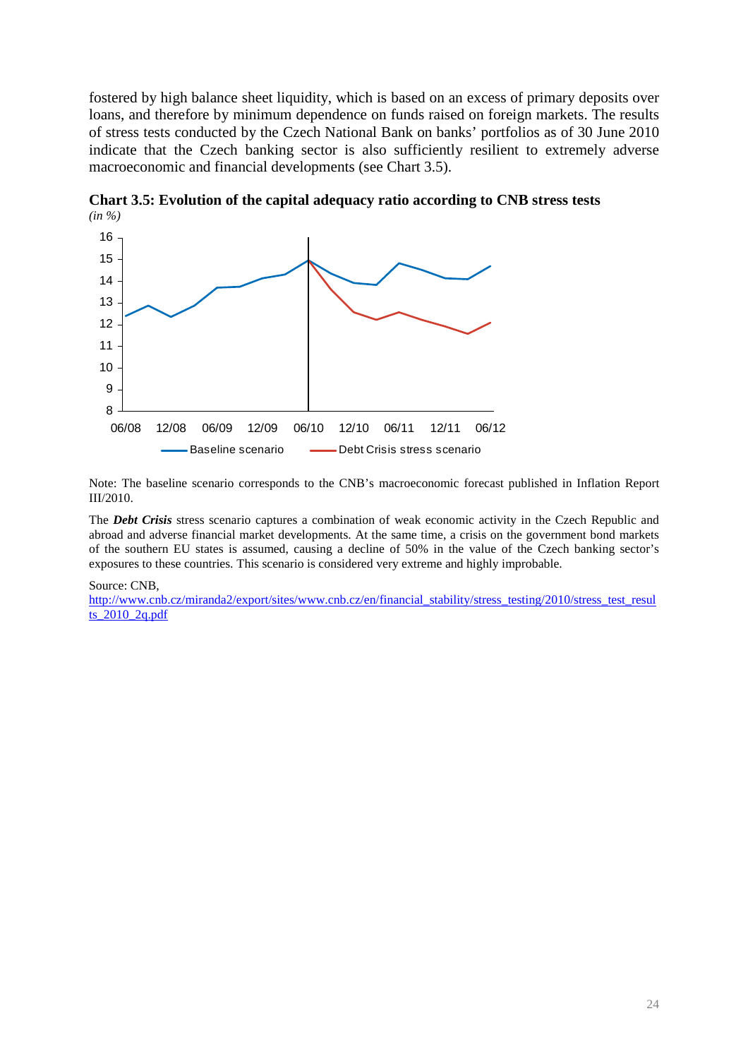fostered by high balance sheet liquidity, which is based on an excess of primary deposits over loans, and therefore by minimum dependence on funds raised on foreign markets. The results of stress tests conducted by the Czech National Bank on banks' portfolios as of 30 June 2010 indicate that the Czech banking sector is also sufficiently resilient to extremely adverse macroeconomic and financial developments (see Chart 3.5).

**Chart 3.5: Evolution of the capital adequacy ratio according to CNB stress tests**
*(in %)*

16
15
14
13
12
11
10
9
8

06/08 12/08 06/09 12/09 06/10 12/10 06/11 12/11 06/12

Baseline scenario
Debt Crisis stress scenario

Note: The baseline scenario corresponds to the CNB's macroeconomic forecast published in Inflation Report III/2010.

The ***Debt Crisis*** stress scenario captures a combination of weak economic activity in the Czech Republic and abroad and adverse financial market developments. At the same time, a crisis on the government bond markets of the southern EU states is assumed, causing a decline of 50% in the value of the Czech banking sector's exposures to these countries. This scenario is considered very extreme and highly improbable.

Source: CNB,
http://www.cnb.cz/miranda2/export/sites/www.cnb.cz/en/financial_stability/stress_testing/2010/stress_test_results_2010_2q.pdf